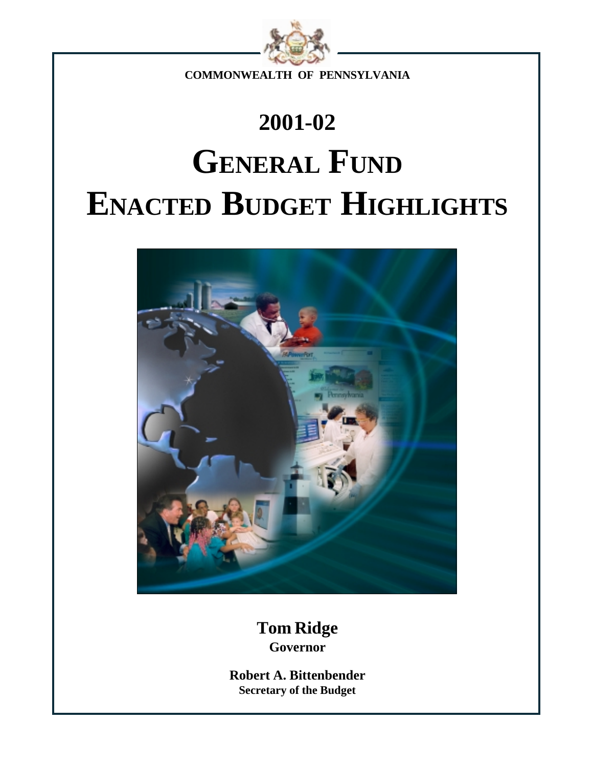COMMONWEALTH OF PENNSYLVANIA

# 2001-02

# GENERAL FUND
# ENACTED BUDGET HIGHLIGHTS

**Tom Ridge**
**Governor**

**Robert A. Bittenbender**
**Secretary of the Budget**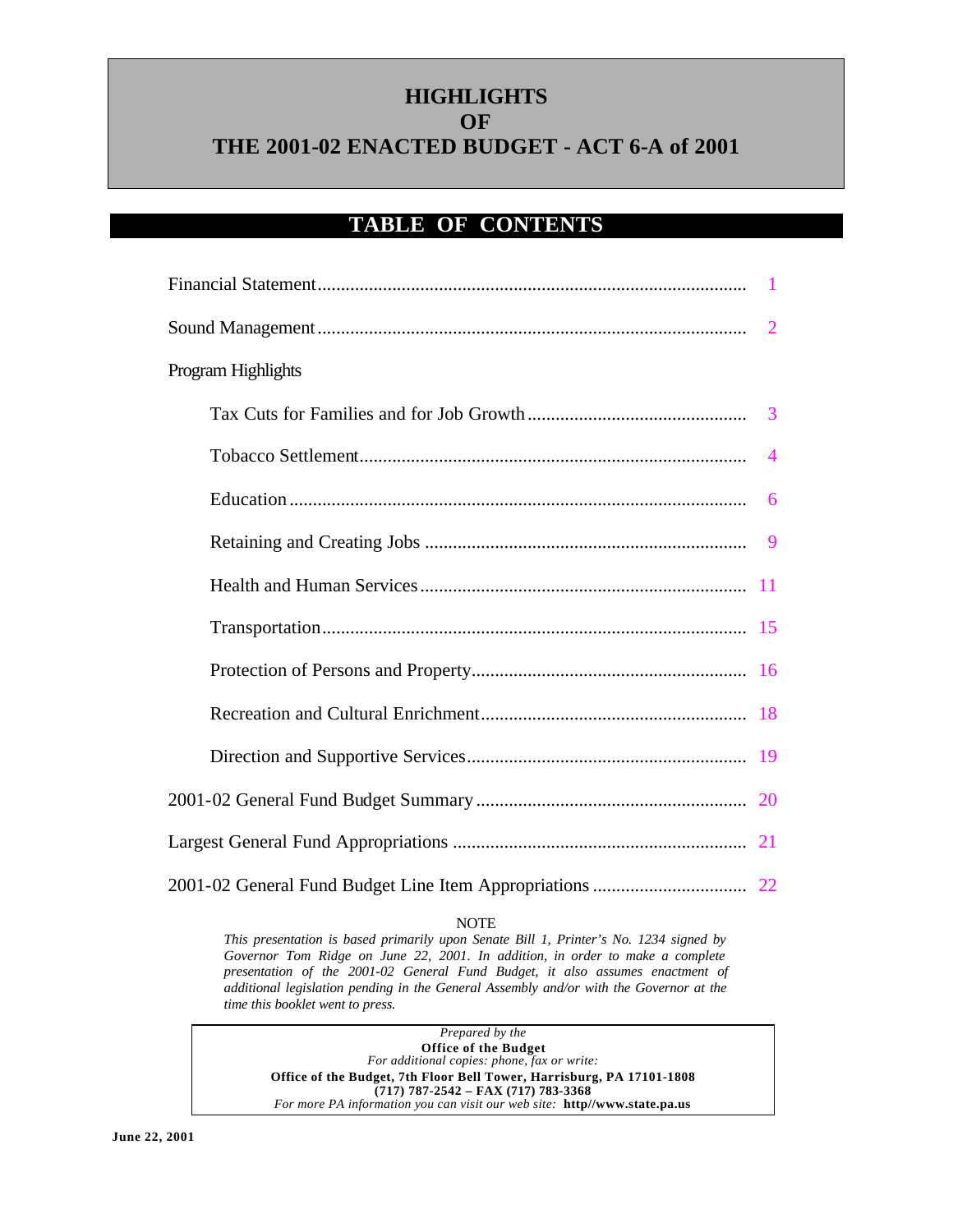# HIGHLIGHTS
# OF
# THE 2001-02 ENACTED BUDGET - ACT 6-A of 2001

## TABLE OF CONTENTS

| | |
|---|---|
| Financial Statement | 1 |
| Sound Management | 2 |
| Program Highlights | |
| Tax Cuts for Families and for Job Growth | 3 |
| Tobacco Settlement | 4 |
| Education | 6 |
| Retaining and Creating Jobs | 9 |
| Health and Human Services | 11 |
| Transportation | 15 |
| Protection of Persons and Property | 16 |
| Recreation and Cultural Enrichment | 18 |
| Direction and Supportive Services | 19 |
| 2001-02 General Fund Budget Summary | 20 |
| Largest General Fund Appropriations | 21 |
| 2001-02 General Fund Budget Line Item Appropriations | 22 |

NOTE

*This presentation is based primarily upon Senate Bill 1, Printer's No. 1234 signed by Governor Tom Ridge on June 22, 2001. In addition, in order to make a complete presentation of the 2001-02 General Fund Budget, it also assumes enactment of additional legislation pending in the General Assembly and/or with the Governor at the time this booklet went to press.*

*Prepared by the*
**Office of the Budget**
*For additional copies: phone, fax or write:*
**Office of the Budget, 7th Floor Bell Tower, Harrisburg, PA 17101-1808**
**(717) 787-2542 – FAX (717) 783-3368**
*For more PA information you can visit our web site:* **http//www.state.pa.us**

**June 22, 2001**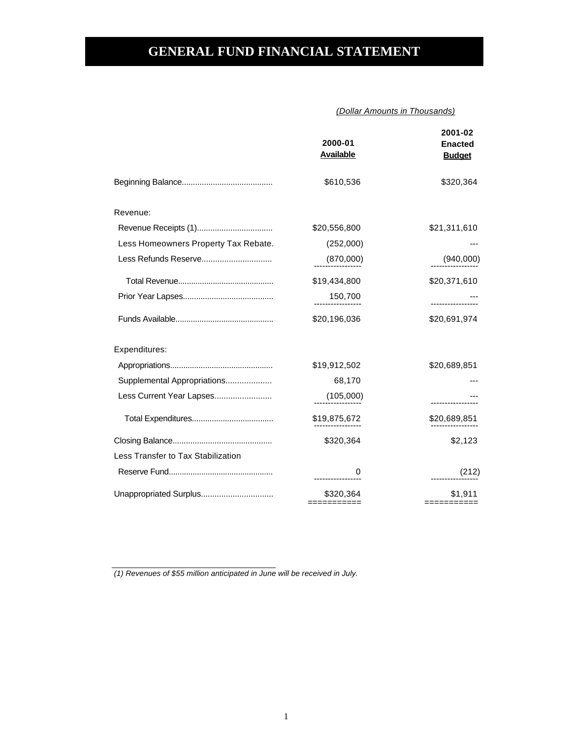# GENERAL FUND FINANCIAL STATEMENT

*(Dollar Amounts in Thousands)*

| | 2000-01 Available | 2001-02 Enacted Budget |
|---|---|---|
| Beginning Balance | $610,536 | $320,364 |
| Revenue: | | |
| Revenue Receipts (1) | $20,556,800 | $21,311,610 |
| Less Homeowners Property Tax Rebate. | (252,000) | --- |
| Less Refunds Reserve | (870,000) | (940,000) |
| Total Revenue | $19,434,800 | $20,371,610 |
| Prior Year Lapses | 150,700 | --- |
| Funds Available | $20,196,036 | $20,691,974 |
| Expenditures: | | |
| Appropriations | $19,912,502 | $20,689,851 |
| Supplemental Appropriations | 68,170 | --- |
| Less Current Year Lapses | (105,000) | --- |
| Total Expenditures | $19,875,672 | $20,689,851 |
| Closing Balance | $320,364 | $2,123 |
| Less Transfer to Tax Stabilization Reserve Fund | 0 | (212) |
| Unappropriated Surplus | $320,364 | $1,911 |

*(1) Revenues of $55 million anticipated in June will be received in July.*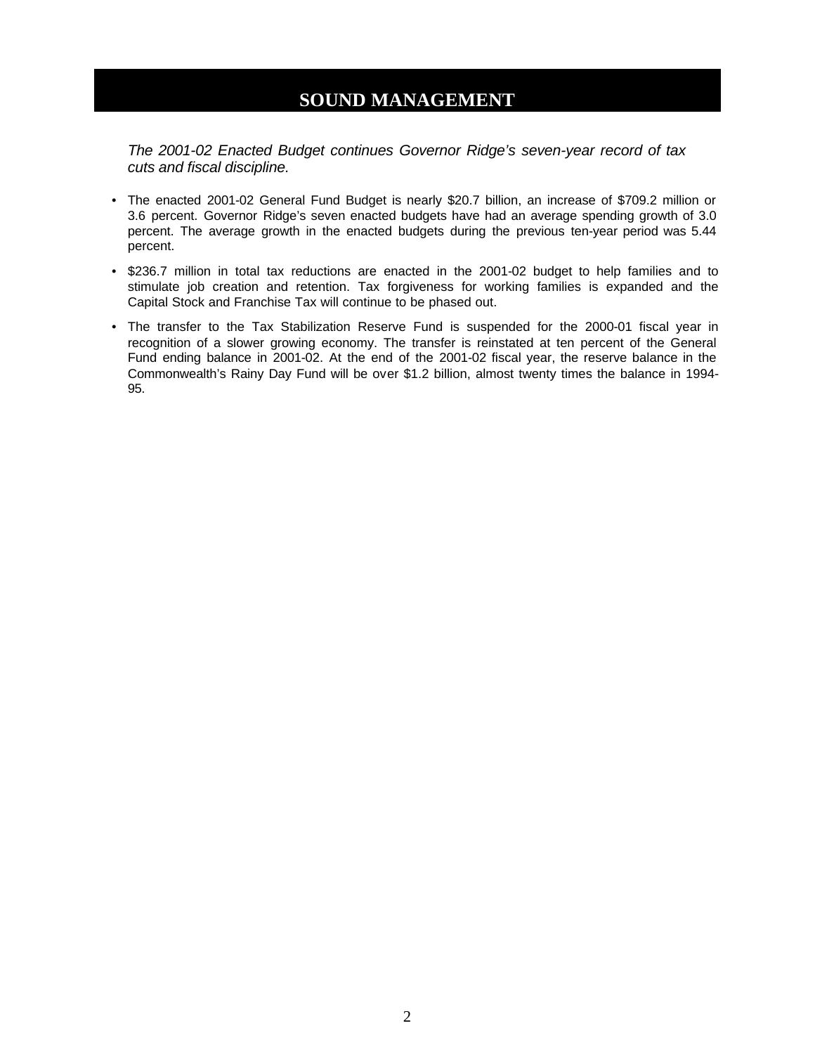# SOUND MANAGEMENT

*The 2001-02 Enacted Budget continues Governor Ridge's seven-year record of tax cuts and fiscal discipline.*

- The enacted 2001-02 General Fund Budget is nearly $20.7 billion, an increase of $709.2 million or 3.6 percent. Governor Ridge's seven enacted budgets have had an average spending growth of 3.0 percent. The average growth in the enacted budgets during the previous ten-year period was 5.44 percent.
- $236.7 million in total tax reductions are enacted in the 2001-02 budget to help families and to stimulate job creation and retention. Tax forgiveness for working families is expanded and the Capital Stock and Franchise Tax will continue to be phased out.
- The transfer to the Tax Stabilization Reserve Fund is suspended for the 2000-01 fiscal year in recognition of a slower growing economy. The transfer is reinstated at ten percent of the General Fund ending balance in 2001-02. At the end of the 2001-02 fiscal year, the reserve balance in the Commonwealth's Rainy Day Fund will be over $1.2 billion, almost twenty times the balance in 1994-95.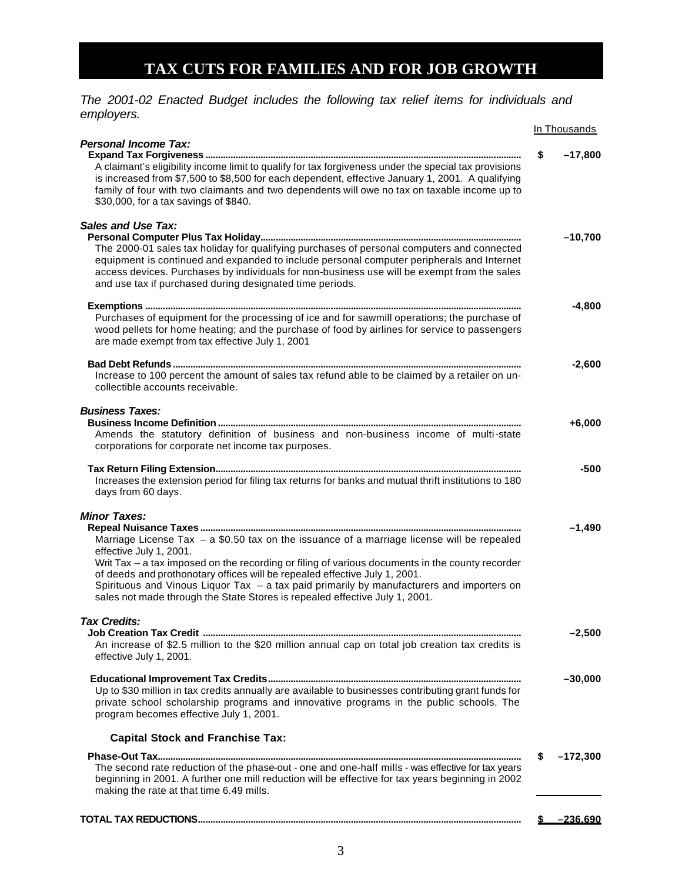# TAX CUTS FOR FAMILIES AND FOR JOB GROWTH

*The 2001-02 Enacted Budget includes the following tax relief items for individuals and employers.*

| | In Thousands |
|---|---|
| ***Personal Income Tax:*** | |
| **Expand Tax Forgiveness** A claimant's eligibility income limit to qualify for tax forgiveness under the special tax provisions is increased from $7,500 to $8,500 for each dependent, effective January 1, 2001. A qualifying family of four with two claimants and two dependents will owe no tax on taxable income up to $30,000, for a tax savings of $840. | $ –17,800 |
| ***Sales and Use Tax:*** | |
| **Personal Computer Plus Tax Holiday** The 2000-01 sales tax holiday for qualifying purchases of personal computers and connected equipment is continued and expanded to include personal computer peripherals and Internet access devices. Purchases by individuals for non-business use will be exempt from the sales and use tax if purchased during designated time periods. | –10,700 |
| **Exemptions** Purchases of equipment for the processing of ice and for sawmill operations; the purchase of wood pellets for home heating; and the purchase of food by airlines for service to passengers are made exempt from tax effective July 1, 2001 | -4,800 |
| **Bad Debt Refunds** Increase to 100 percent the amount of sales tax refund able to be claimed by a retailer on uncollectible accounts receivable. | -2,600 |
| ***Business Taxes:*** | |
| **Business Income Definition** Amends the statutory definition of business and non-business income of multi-state corporations for corporate net income tax purposes. | +6,000 |
| **Tax Return Filing Extension** Increases the extension period for filing tax returns for banks and mutual thrift institutions to 180 days from 60 days. | -500 |
| ***Minor Taxes:*** | |
| **Repeal Nuisance Taxes** Marriage License Tax – a $0.50 tax on the issuance of a marriage license will be repealed effective July 1, 2001. Writ Tax – a tax imposed on the recording or filing of various documents in the county recorder of deeds and prothonotary offices will be repealed effective July 1, 2001. Spirituous and Vinous Liquor Tax – a tax paid primarily by manufacturers and importers on sales not made through the State Stores is repealed effective July 1, 2001. | –1,490 |
| ***Tax Credits:*** | |
| **Job Creation Tax Credit** An increase of $2.5 million to the $20 million annual cap on total job creation tax credits is effective July 1, 2001. | –2,500 |
| **Educational Improvement Tax Credits** Up to $30 million in tax credits annually are available to businesses contributing grant funds for private school scholarship programs and innovative programs in the public schools. The program becomes effective July 1, 2001. | –30,000 |
| **Capital Stock and Franchise Tax:** | |
| **Phase-Out Tax** The second rate reduction of the phase-out - one and one-half mills - was effective for tax years beginning in 2001. A further one mill reduction will be effective for tax years beginning in 2002 making the rate at that time 6.49 mills. | $ –172,300 |
| **TOTAL TAX REDUCTIONS** | **$ –236,690** |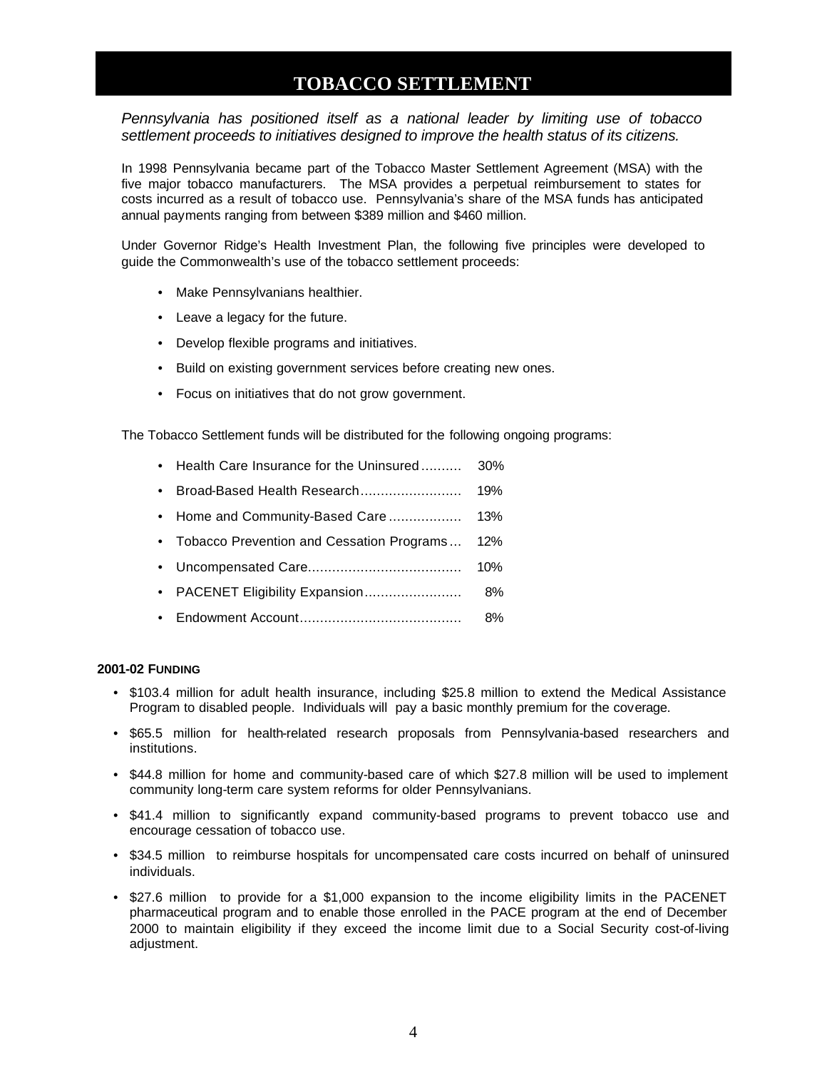# TOBACCO SETTLEMENT

*Pennsylvania has positioned itself as a national leader by limiting use of tobacco settlement proceeds to initiatives designed to improve the health status of its citizens.*

In 1998 Pennsylvania became part of the Tobacco Master Settlement Agreement (MSA) with the five major tobacco manufacturers. The MSA provides a perpetual reimbursement to states for costs incurred as a result of tobacco use. Pennsylvania's share of the MSA funds has anticipated annual payments ranging from between $389 million and $460 million.

Under Governor Ridge's Health Investment Plan, the following five principles were developed to guide the Commonwealth's use of the tobacco settlement proceeds:

- Make Pennsylvanians healthier.
- Leave a legacy for the future.
- Develop flexible programs and initiatives.
- Build on existing government services before creating new ones.
- Focus on initiatives that do not grow government.

The Tobacco Settlement funds will be distributed for the following ongoing programs:

- Health Care Insurance for the Uninsured.......... 30%
- Broad-Based Health Research......................... 19%
- Home and Community-Based Care.................. 13%
- Tobacco Prevention and Cessation Programs... 12%
- Uncompensated Care...................................... 10%
- PACENET Eligibility Expansion........................ 8%
- Endowment Account........................................ 8%

#### 2001-02 FUNDING

- $103.4 million for adult health insurance, including $25.8 million to extend the Medical Assistance Program to disabled people. Individuals will pay a basic monthly premium for the coverage.
- $65.5 million for health-related research proposals from Pennsylvania-based researchers and institutions.
- $44.8 million for home and community-based care of which $27.8 million will be used to implement community long-term care system reforms for older Pennsylvanians.
- $41.4 million to significantly expand community-based programs to prevent tobacco use and encourage cessation of tobacco use.
- $34.5 million to reimburse hospitals for uncompensated care costs incurred on behalf of uninsured individuals.
- $27.6 million to provide for a $1,000 expansion to the income eligibility limits in the PACENET pharmaceutical program and to enable those enrolled in the PACE program at the end of December 2000 to maintain eligibility if they exceed the income limit due to a Social Security cost-of-living adjustment.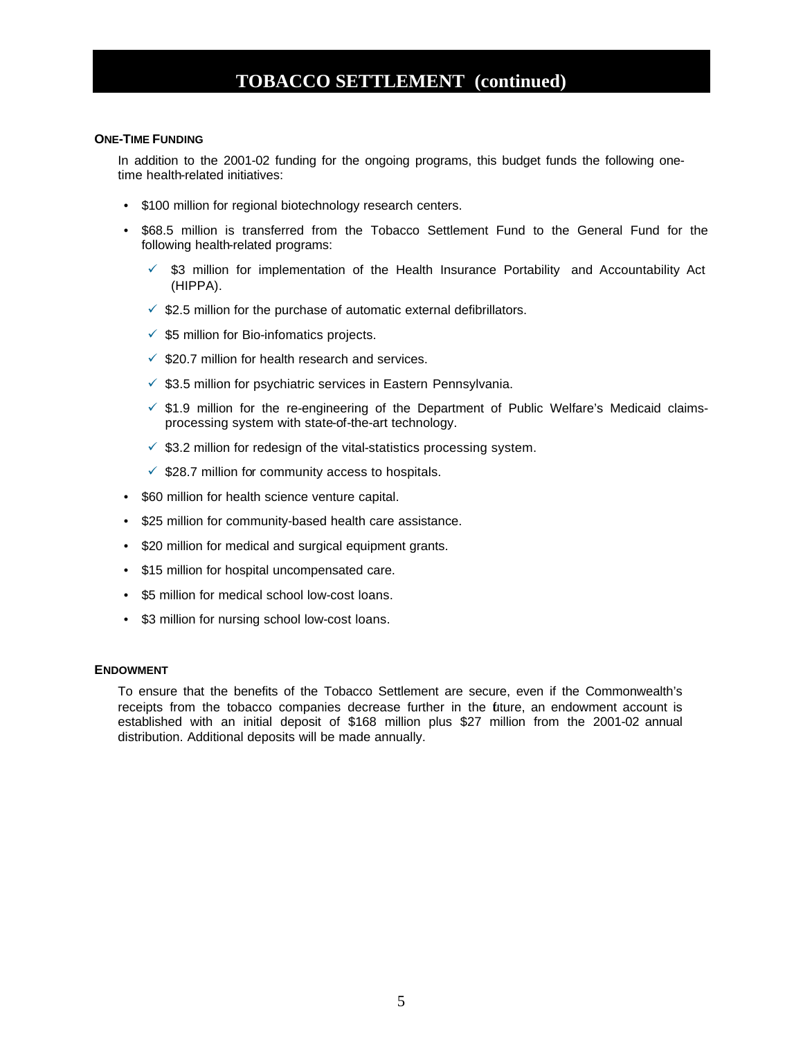# TOBACCO SETTLEMENT (continued)

**ONE-TIME FUNDING**

In addition to the 2001-02 funding for the ongoing programs, this budget funds the following one-time health-related initiatives:

- $100 million for regional biotechnology research centers.
- $68.5 million is transferred from the Tobacco Settlement Fund to the General Fund for the following health-related programs:
  - ✓ $3 million for implementation of the Health Insurance Portability and Accountability Act (HIPPA).
  - ✓ $2.5 million for the purchase of automatic external defibrillators.
  - ✓ $5 million for Bio-infomatics projects.
  - ✓ $20.7 million for health research and services.
  - ✓ $3.5 million for psychiatric services in Eastern Pennsylvania.
  - ✓ $1.9 million for the re-engineering of the Department of Public Welfare's Medicaid claims-processing system with state-of-the-art technology.
  - ✓ $3.2 million for redesign of the vital-statistics processing system.
  - ✓ $28.7 million for community access to hospitals.
- $60 million for health science venture capital.
- $25 million for community-based health care assistance.
- $20 million for medical and surgical equipment grants.
- $15 million for hospital uncompensated care.
- $5 million for medical school low-cost loans.
- $3 million for nursing school low-cost loans.

**ENDOWMENT**

To ensure that the benefits of the Tobacco Settlement are secure, even if the Commonwealth's receipts from the tobacco companies decrease further in the future, an endowment account is established with an initial deposit of $168 million plus $27 million from the 2001-02 annual distribution. Additional deposits will be made annually.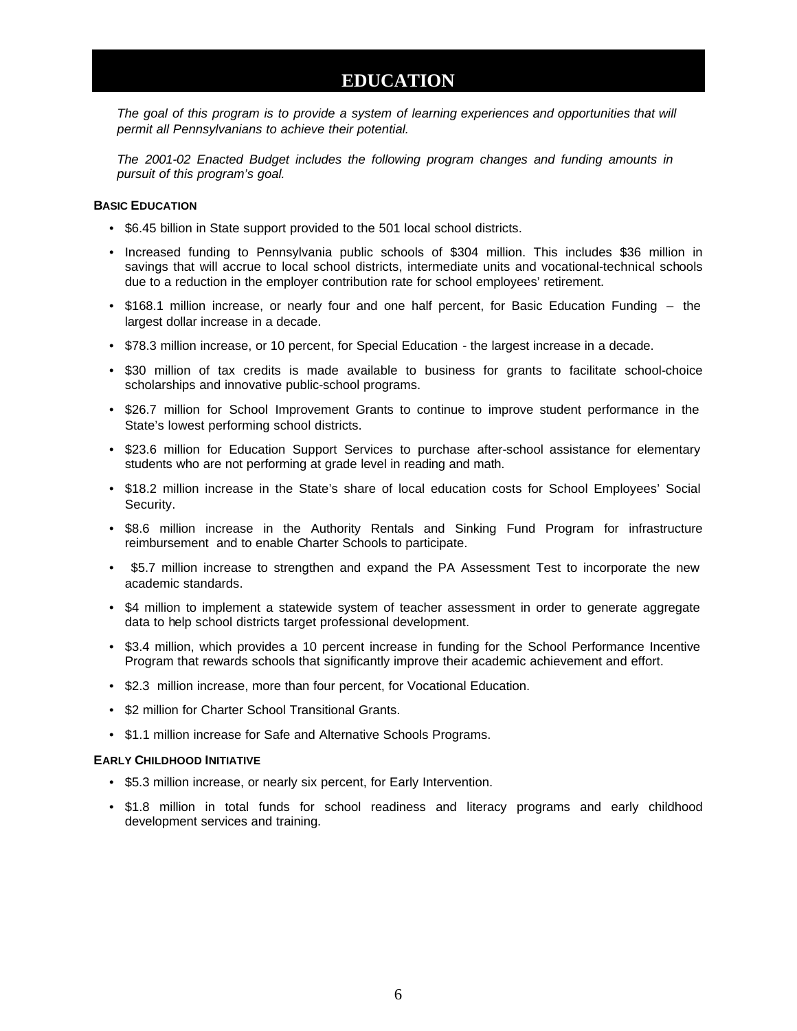# EDUCATION

*The goal of this program is to provide a system of learning experiences and opportunities that will permit all Pennsylvanians to achieve their potential.*

*The 2001-02 Enacted Budget includes the following program changes and funding amounts in pursuit of this program's goal.*

**BASIC EDUCATION**

- $6.45 billion in State support provided to the 501 local school districts.
- Increased funding to Pennsylvania public schools of $304 million. This includes $36 million in savings that will accrue to local school districts, intermediate units and vocational-technical schools due to a reduction in the employer contribution rate for school employees' retirement.
- $168.1 million increase, or nearly four and one half percent, for Basic Education Funding – the largest dollar increase in a decade.
- $78.3 million increase, or 10 percent, for Special Education - the largest increase in a decade.
- $30 million of tax credits is made available to business for grants to facilitate school-choice scholarships and innovative public-school programs.
- $26.7 million for School Improvement Grants to continue to improve student performance in the State's lowest performing school districts.
- $23.6 million for Education Support Services to purchase after-school assistance for elementary students who are not performing at grade level in reading and math.
- $18.2 million increase in the State's share of local education costs for School Employees' Social Security.
- $8.6 million increase in the Authority Rentals and Sinking Fund Program for infrastructure reimbursement and to enable Charter Schools to participate.
- $5.7 million increase to strengthen and expand the PA Assessment Test to incorporate the new academic standards.
- $4 million to implement a statewide system of teacher assessment in order to generate aggregate data to help school districts target professional development.
- $3.4 million, which provides a 10 percent increase in funding for the School Performance Incentive Program that rewards schools that significantly improve their academic achievement and effort.
- $2.3 million increase, more than four percent, for Vocational Education.
- $2 million for Charter School Transitional Grants.
- $1.1 million increase for Safe and Alternative Schools Programs.

**EARLY CHILDHOOD INITIATIVE**

- $5.3 million increase, or nearly six percent, for Early Intervention.
- $1.8 million in total funds for school readiness and literacy programs and early childhood development services and training.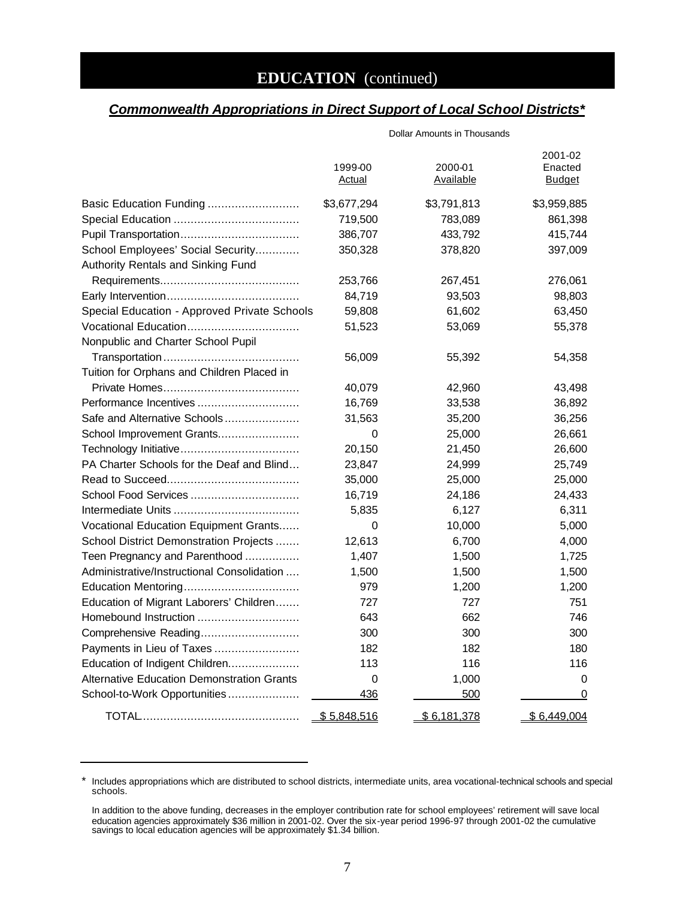# EDUCATION (continued)

## ***Commonwealth Appropriations in Direct Support of Local School Districts****

Dollar Amounts in Thousands

| | 1999-00 Actual | 2000-01 Available | 2001-02 Enacted Budget |
|---|---|---|---|
| Basic Education Funding | $3,677,294 | $3,791,813 | $3,959,885 |
| Special Education | 719,500 | 783,089 | 861,398 |
| Pupil Transportation | 386,707 | 433,792 | 415,744 |
| School Employees' Social Security | 350,328 | 378,820 | 397,009 |
| Authority Rentals and Sinking Fund Requirements | 253,766 | 267,451 | 276,061 |
| Early Intervention | 84,719 | 93,503 | 98,803 |
| Special Education - Approved Private Schools | 59,808 | 61,602 | 63,450 |
| Vocational Education | 51,523 | 53,069 | 55,378 |
| Nonpublic and Charter School Pupil Transportation | 56,009 | 55,392 | 54,358 |
| Tuition for Orphans and Children Placed in Private Homes | 40,079 | 42,960 | 43,498 |
| Performance Incentives | 16,769 | 33,538 | 36,892 |
| Safe and Alternative Schools | 31,563 | 35,200 | 36,256 |
| School Improvement Grants | 0 | 25,000 | 26,661 |
| Technology Initiative | 20,150 | 21,450 | 26,600 |
| PA Charter Schools for the Deaf and Blind | 23,847 | 24,999 | 25,749 |
| Read to Succeed | 35,000 | 25,000 | 25,000 |
| School Food Services | 16,719 | 24,186 | 24,433 |
| Intermediate Units | 5,835 | 6,127 | 6,311 |
| Vocational Education Equipment Grants | 0 | 10,000 | 5,000 |
| School District Demonstration Projects | 12,613 | 6,700 | 4,000 |
| Teen Pregnancy and Parenthood | 1,407 | 1,500 | 1,725 |
| Administrative/Instructional Consolidation | 1,500 | 1,500 | 1,500 |
| Education Mentoring | 979 | 1,200 | 1,200 |
| Education of Migrant Laborers' Children | 727 | 727 | 751 |
| Homebound Instruction | 643 | 662 | 746 |
| Comprehensive Reading | 300 | 300 | 300 |
| Payments in Lieu of Taxes | 182 | 182 | 180 |
| Education of Indigent Children | 113 | 116 | 116 |
| Alternative Education Demonstration Grants | 0 | 1,000 | 0 |
| School-to-Work Opportunities | 436 | 500 | 0 |
| TOTAL | $ 5,848,516 | $ 6,181,378 | $ 6,449,004 |

\* Includes appropriations which are distributed to school districts, intermediate units, area vocational-technical schools and special schools.

In addition to the above funding, decreases in the employer contribution rate for school employees' retirement will save local education agencies approximately $36 million in 2001-02. Over the six-year period 1996-97 through 2001-02 the cumulative savings to local education agencies will be approximately $1.34 billion.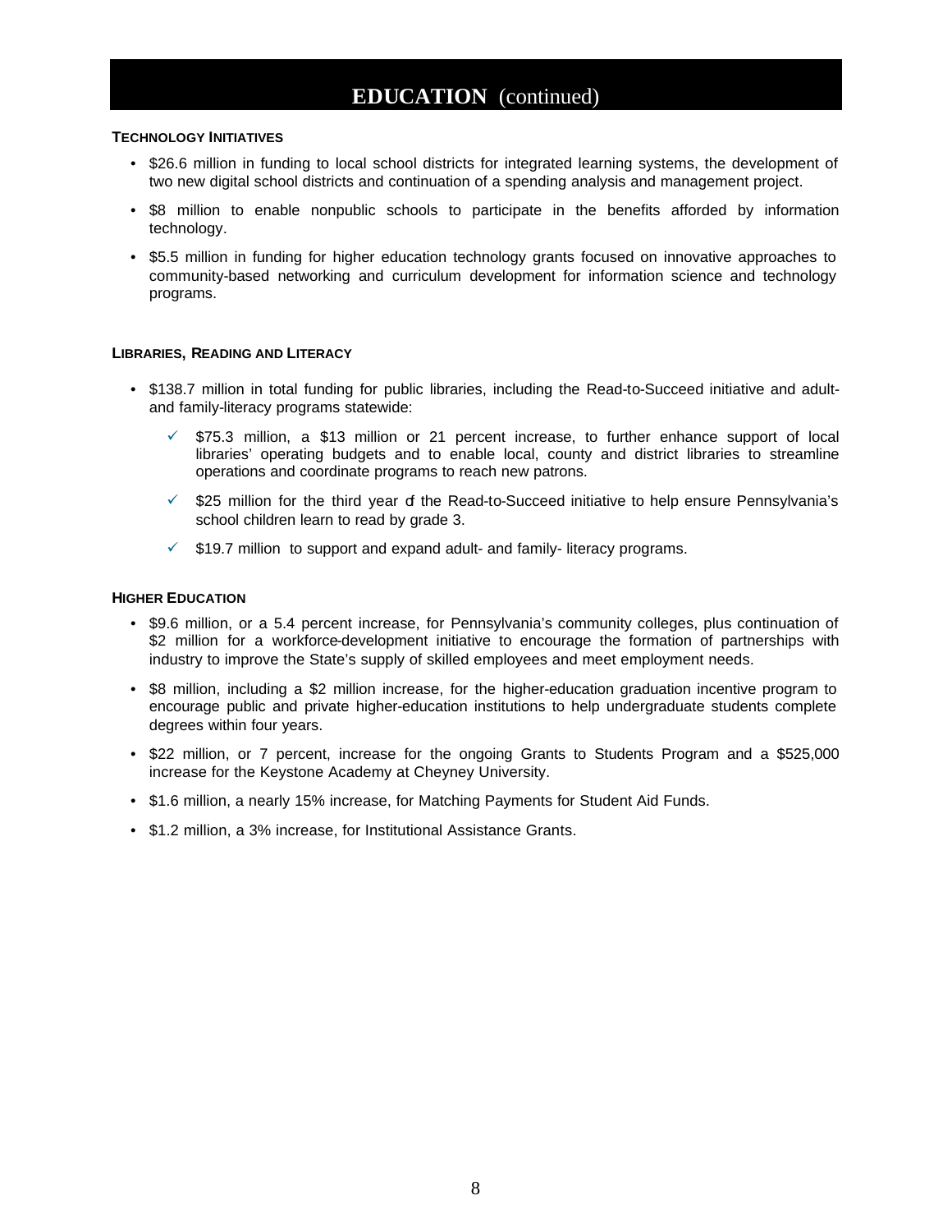# EDUCATION (continued)

**TECHNOLOGY INITIATIVES**

- $26.6 million in funding to local school districts for integrated learning systems, the development of two new digital school districts and continuation of a spending analysis and management project.
- $8 million to enable nonpublic schools to participate in the benefits afforded by information technology.
- $5.5 million in funding for higher education technology grants focused on innovative approaches to community-based networking and curriculum development for information science and technology programs.

**LIBRARIES, READING AND LITERACY**

- $138.7 million in total funding for public libraries, including the Read-to-Succeed initiative and adult- and family-literacy programs statewide:
  - ✓ $75.3 million, a $13 million or 21 percent increase, to further enhance support of local libraries' operating budgets and to enable local, county and district libraries to streamline operations and coordinate programs to reach new patrons.
  - ✓ $25 million for the third year of the Read-to-Succeed initiative to help ensure Pennsylvania's school children learn to read by grade 3.
  - ✓ $19.7 million to support and expand adult- and family- literacy programs.

**HIGHER EDUCATION**

- $9.6 million, or a 5.4 percent increase, for Pennsylvania's community colleges, plus continuation of $2 million for a workforce-development initiative to encourage the formation of partnerships with industry to improve the State's supply of skilled employees and meet employment needs.
- $8 million, including a $2 million increase, for the higher-education graduation incentive program to encourage public and private higher-education institutions to help undergraduate students complete degrees within four years.
- $22 million, or 7 percent, increase for the ongoing Grants to Students Program and a $525,000 increase for the Keystone Academy at Cheyney University.
- $1.6 million, a nearly 15% increase, for Matching Payments for Student Aid Funds.
- $1.2 million, a 3% increase, for Institutional Assistance Grants.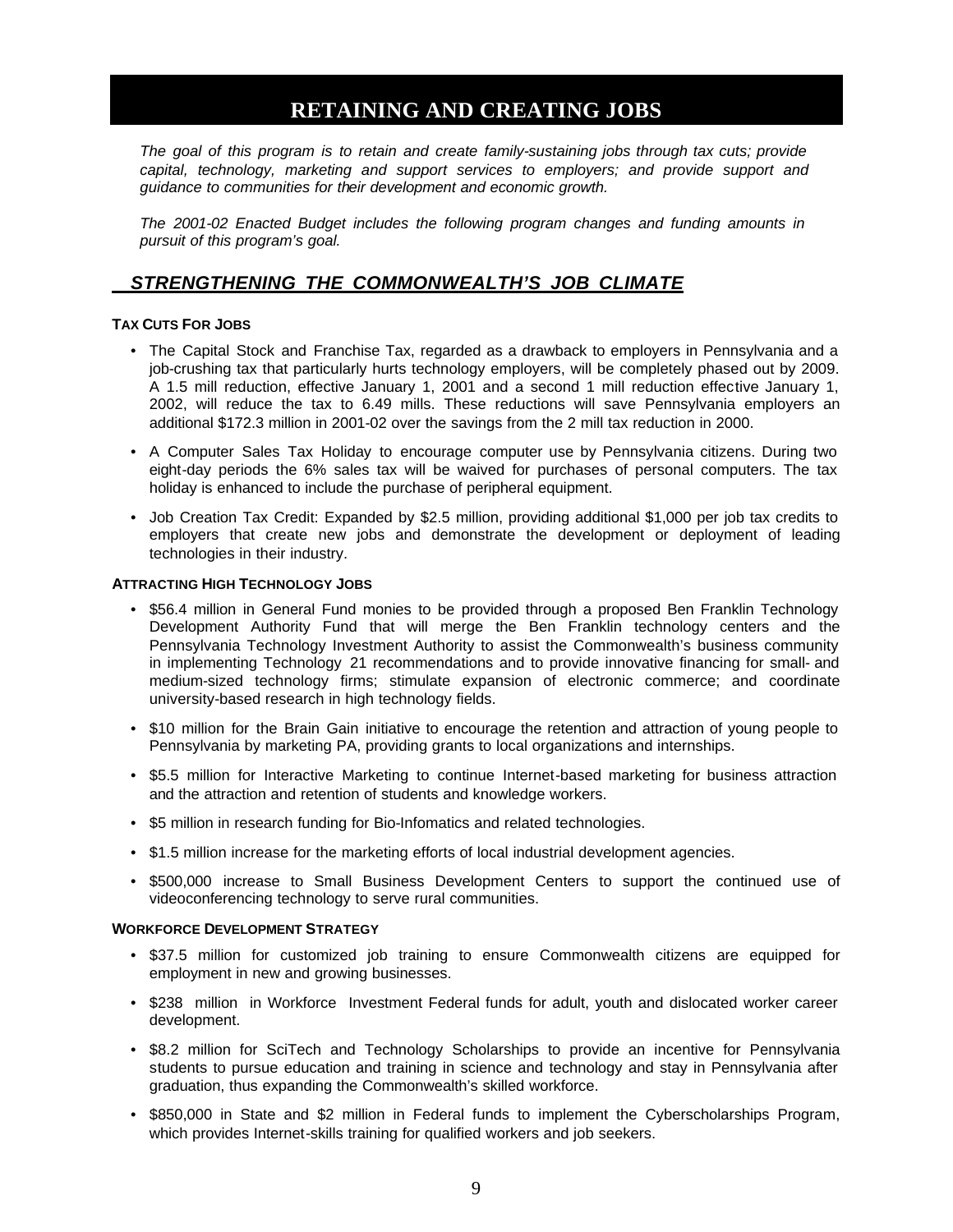# RETAINING AND CREATING JOBS

*The goal of this program is to retain and create family-sustaining jobs through tax cuts; provide capital, technology, marketing and support services to employers; and provide support and guidance to communities for their development and economic growth.*

*The 2001-02 Enacted Budget includes the following program changes and funding amounts in pursuit of this program's goal.*

## STRENGTHENING THE COMMONWEALTH'S JOB CLIMATE

### TAX CUTS FOR JOBS

- The Capital Stock and Franchise Tax, regarded as a drawback to employers in Pennsylvania and a job-crushing tax that particularly hurts technology employers, will be completely phased out by 2009. A 1.5 mill reduction, effective January 1, 2001 and a second 1 mill reduction effective January 1, 2002, will reduce the tax to 6.49 mills. These reductions will save Pennsylvania employers an additional $172.3 million in 2001-02 over the savings from the 2 mill tax reduction in 2000.
- A Computer Sales Tax Holiday to encourage computer use by Pennsylvania citizens. During two eight-day periods the 6% sales tax will be waived for purchases of personal computers. The tax holiday is enhanced to include the purchase of peripheral equipment.
- Job Creation Tax Credit: Expanded by $2.5 million, providing additional $1,000 per job tax credits to employers that create new jobs and demonstrate the development or deployment of leading technologies in their industry.

### ATTRACTING HIGH TECHNOLOGY JOBS

- $56.4 million in General Fund monies to be provided through a proposed Ben Franklin Technology Development Authority Fund that will merge the Ben Franklin technology centers and the Pennsylvania Technology Investment Authority to assist the Commonwealth's business community in implementing Technology 21 recommendations and to provide innovative financing for small- and medium-sized technology firms; stimulate expansion of electronic commerce; and coordinate university-based research in high technology fields.
- $10 million for the Brain Gain initiative to encourage the retention and attraction of young people to Pennsylvania by marketing PA, providing grants to local organizations and internships.
- $5.5 million for Interactive Marketing to continue Internet-based marketing for business attraction and the attraction and retention of students and knowledge workers.
- $5 million in research funding for Bio-Infomatics and related technologies.
- $1.5 million increase for the marketing efforts of local industrial development agencies.
- $500,000 increase to Small Business Development Centers to support the continued use of videoconferencing technology to serve rural communities.

### WORKFORCE DEVELOPMENT STRATEGY

- $37.5 million for customized job training to ensure Commonwealth citizens are equipped for employment in new and growing businesses.
- $238 million in Workforce Investment Federal funds for adult, youth and dislocated worker career development.
- $8.2 million for SciTech and Technology Scholarships to provide an incentive for Pennsylvania students to pursue education and training in science and technology and stay in Pennsylvania after graduation, thus expanding the Commonwealth's skilled workforce.
- $850,000 in State and $2 million in Federal funds to implement the Cyberscholarships Program, which provides Internet-skills training for qualified workers and job seekers.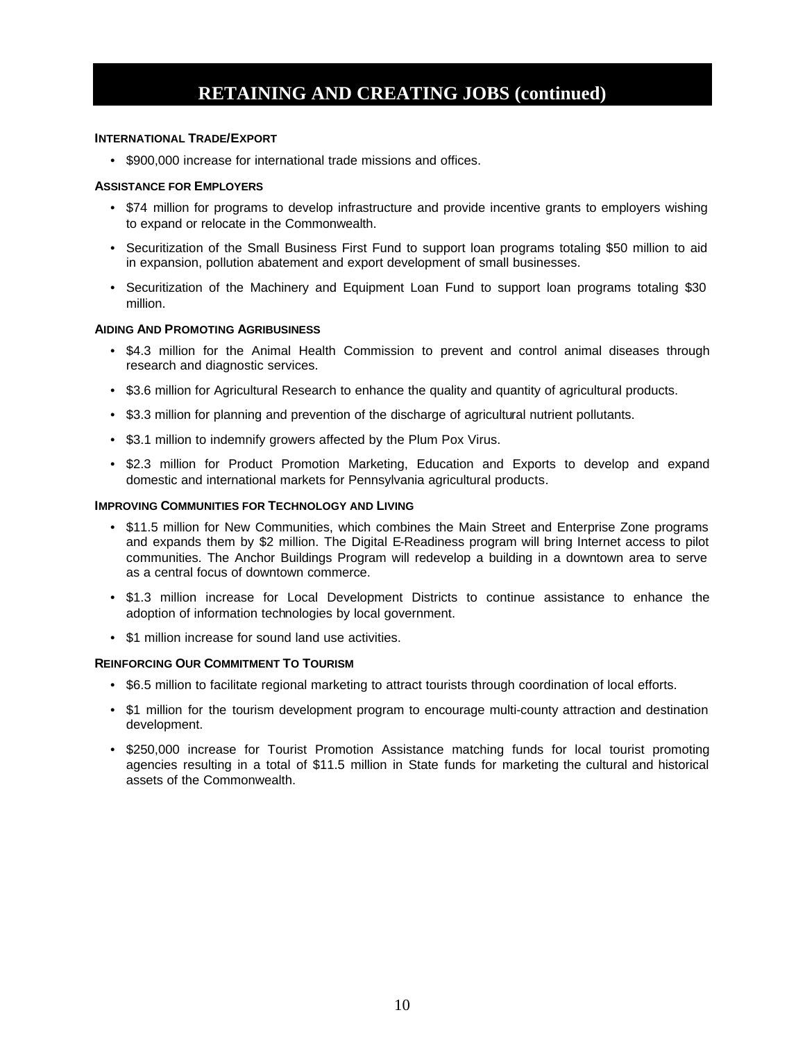# RETAINING AND CREATING JOBS (continued)

### INTERNATIONAL TRADE/EXPORT

- $900,000 increase for international trade missions and offices.

### ASSISTANCE FOR EMPLOYERS

- $74 million for programs to develop infrastructure and provide incentive grants to employers wishing to expand or relocate in the Commonwealth.
- Securitization of the Small Business First Fund to support loan programs totaling $50 million to aid in expansion, pollution abatement and export development of small businesses.
- Securitization of the Machinery and Equipment Loan Fund to support loan programs totaling $30 million.

### AIDING AND PROMOTING AGRIBUSINESS

- $4.3 million for the Animal Health Commission to prevent and control animal diseases through research and diagnostic services.
- $3.6 million for Agricultural Research to enhance the quality and quantity of agricultural products.
- $3.3 million for planning and prevention of the discharge of agricultural nutrient pollutants.
- $3.1 million to indemnify growers affected by the Plum Pox Virus.
- $2.3 million for Product Promotion Marketing, Education and Exports to develop and expand domestic and international markets for Pennsylvania agricultural products.

### IMPROVING COMMUNITIES FOR TECHNOLOGY AND LIVING

- $11.5 million for New Communities, which combines the Main Street and Enterprise Zone programs and expands them by $2 million. The Digital E-Readiness program will bring Internet access to pilot communities. The Anchor Buildings Program will redevelop a building in a downtown area to serve as a central focus of downtown commerce.
- $1.3 million increase for Local Development Districts to continue assistance to enhance the adoption of information technologies by local government.
- $1 million increase for sound land use activities.

### REINFORCING OUR COMMITMENT TO TOURISM

- $6.5 million to facilitate regional marketing to attract tourists through coordination of local efforts.
- $1 million for the tourism development program to encourage multi-county attraction and destination development.
- $250,000 increase for Tourist Promotion Assistance matching funds for local tourist promoting agencies resulting in a total of $11.5 million in State funds for marketing the cultural and historical assets of the Commonwealth.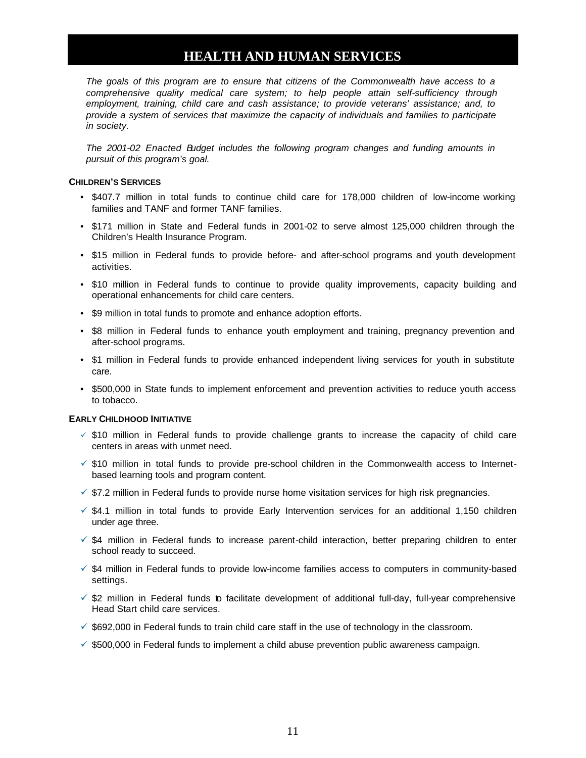# HEALTH AND HUMAN SERVICES

*The goals of this program are to ensure that citizens of the Commonwealth have access to a comprehensive quality medical care system; to help people attain self-sufficiency through employment, training, child care and cash assistance; to provide veterans' assistance; and, to provide a system of services that maximize the capacity of individuals and families to participate in society.*

*The 2001-02 Enacted Budget includes the following program changes and funding amounts in pursuit of this program's goal.*

**CHILDREN'S SERVICES**

- $407.7 million in total funds to continue child care for 178,000 children of low-income working families and TANF and former TANF families.
- $171 million in State and Federal funds in 2001-02 to serve almost 125,000 children through the Children's Health Insurance Program.
- $15 million in Federal funds to provide before- and after-school programs and youth development activities.
- $10 million in Federal funds to continue to provide quality improvements, capacity building and operational enhancements for child care centers.
- $9 million in total funds to promote and enhance adoption efforts.
- $8 million in Federal funds to enhance youth employment and training, pregnancy prevention and after-school programs.
- $1 million in Federal funds to provide enhanced independent living services for youth in substitute care.
- $500,000 in State funds to implement enforcement and prevention activities to reduce youth access to tobacco.

**EARLY CHILDHOOD INITIATIVE**

- ✓ $10 million in Federal funds to provide challenge grants to increase the capacity of child care centers in areas with unmet need.
- ✓ $10 million in total funds to provide pre-school children in the Commonwealth access to Internet-based learning tools and program content.
- ✓ $7.2 million in Federal funds to provide nurse home visitation services for high risk pregnancies.
- ✓ $4.1 million in total funds to provide Early Intervention services for an additional 1,150 children under age three.
- ✓ $4 million in Federal funds to increase parent-child interaction, better preparing children to enter school ready to succeed.
- ✓ $4 million in Federal funds to provide low-income families access to computers in community-based settings.
- ✓ $2 million in Federal funds to facilitate development of additional full-day, full-year comprehensive Head Start child care services.
- ✓ $692,000 in Federal funds to train child care staff in the use of technology in the classroom.
- ✓ $500,000 in Federal funds to implement a child abuse prevention public awareness campaign.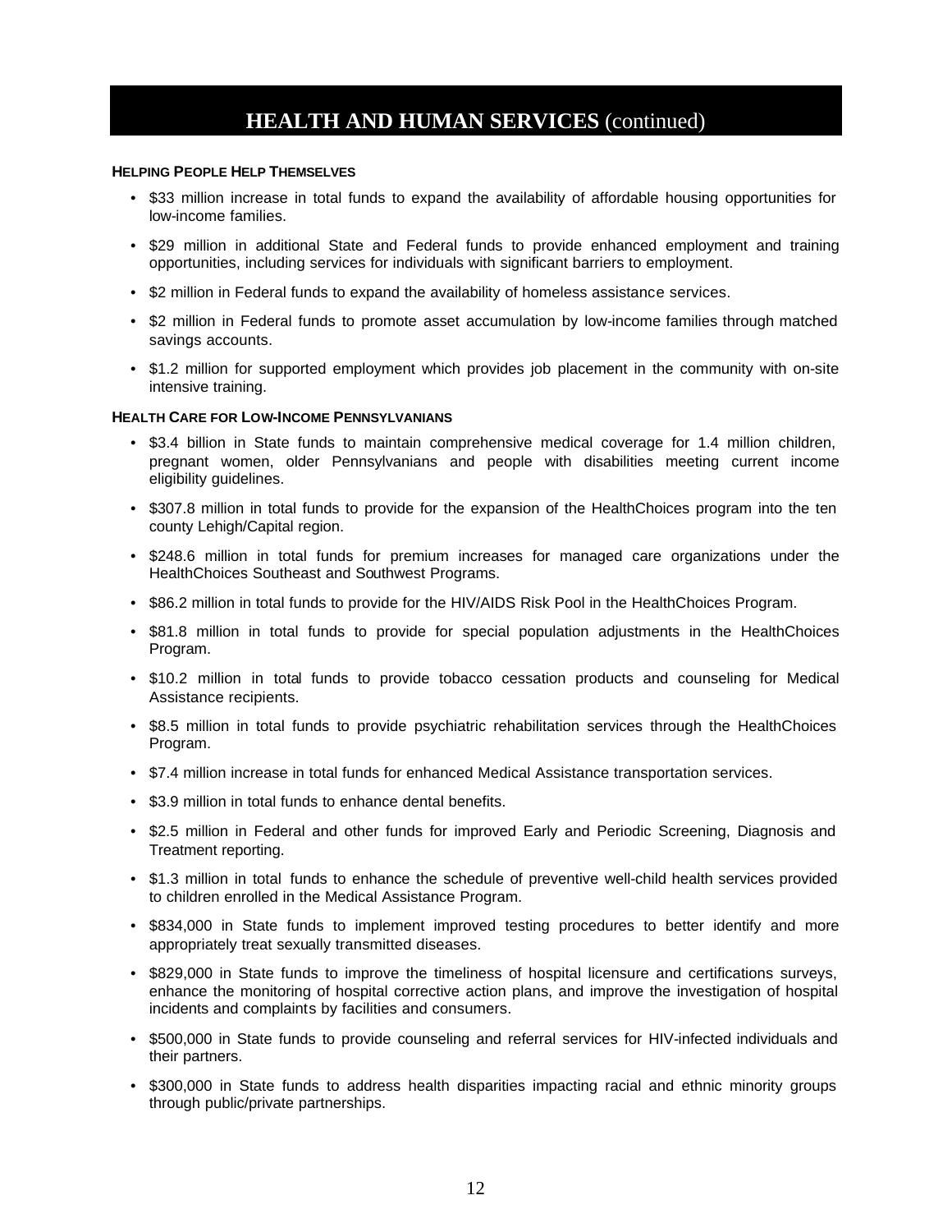## HEALTH AND HUMAN SERVICES (continued)

### HELPING PEOPLE HELP THEMSELVES

- $33 million increase in total funds to expand the availability of affordable housing opportunities for low-income families.
- $29 million in additional State and Federal funds to provide enhanced employment and training opportunities, including services for individuals with significant barriers to employment.
- $2 million in Federal funds to expand the availability of homeless assistance services.
- $2 million in Federal funds to promote asset accumulation by low-income families through matched savings accounts.
- $1.2 million for supported employment which provides job placement in the community with on-site intensive training.

### HEALTH CARE FOR LOW-INCOME PENNSYLVANIANS

- $3.4 billion in State funds to maintain comprehensive medical coverage for 1.4 million children, pregnant women, older Pennsylvanians and people with disabilities meeting current income eligibility guidelines.
- $307.8 million in total funds to provide for the expansion of the HealthChoices program into the ten county Lehigh/Capital region.
- $248.6 million in total funds for premium increases for managed care organizations under the HealthChoices Southeast and Southwest Programs.
- $86.2 million in total funds to provide for the HIV/AIDS Risk Pool in the HealthChoices Program.
- $81.8 million in total funds to provide for special population adjustments in the HealthChoices Program.
- $10.2 million in total funds to provide tobacco cessation products and counseling for Medical Assistance recipients.
- $8.5 million in total funds to provide psychiatric rehabilitation services through the HealthChoices Program.
- $7.4 million increase in total funds for enhanced Medical Assistance transportation services.
- $3.9 million in total funds to enhance dental benefits.
- $2.5 million in Federal and other funds for improved Early and Periodic Screening, Diagnosis and Treatment reporting.
- $1.3 million in total funds to enhance the schedule of preventive well-child health services provided to children enrolled in the Medical Assistance Program.
- $834,000 in State funds to implement improved testing procedures to better identify and more appropriately treat sexually transmitted diseases.
- $829,000 in State funds to improve the timeliness of hospital licensure and certifications surveys, enhance the monitoring of hospital corrective action plans, and improve the investigation of hospital incidents and complaints by facilities and consumers.
- $500,000 in State funds to provide counseling and referral services for HIV-infected individuals and their partners.
- $300,000 in State funds to address health disparities impacting racial and ethnic minority groups through public/private partnerships.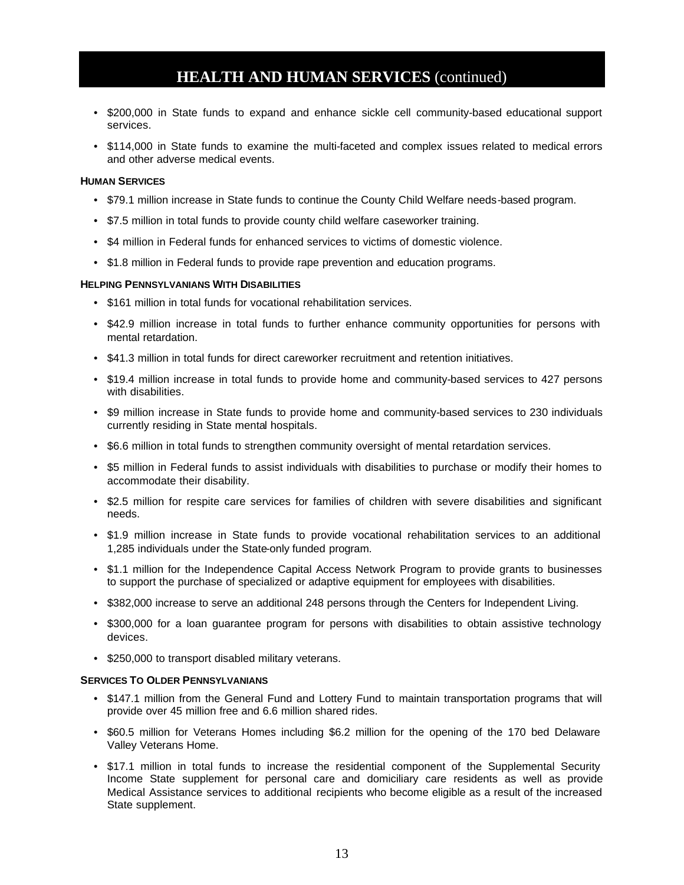## HEALTH AND HUMAN SERVICES (continued)

- $200,000 in State funds to expand and enhance sickle cell community-based educational support services.
- $114,000 in State funds to examine the multi-faceted and complex issues related to medical errors and other adverse medical events.

**HUMAN SERVICES**

- $79.1 million increase in State funds to continue the County Child Welfare needs-based program.
- $7.5 million in total funds to provide county child welfare caseworker training.
- $4 million in Federal funds for enhanced services to victims of domestic violence.
- $1.8 million in Federal funds to provide rape prevention and education programs.

**HELPING PENNSYLVANIANS WITH DISABILITIES**

- $161 million in total funds for vocational rehabilitation services.
- $42.9 million increase in total funds to further enhance community opportunities for persons with mental retardation.
- $41.3 million in total funds for direct careworker recruitment and retention initiatives.
- $19.4 million increase in total funds to provide home and community-based services to 427 persons with disabilities.
- $9 million increase in State funds to provide home and community-based services to 230 individuals currently residing in State mental hospitals.
- $6.6 million in total funds to strengthen community oversight of mental retardation services.
- $5 million in Federal funds to assist individuals with disabilities to purchase or modify their homes to accommodate their disability.
- $2.5 million for respite care services for families of children with severe disabilities and significant needs.
- $1.9 million increase in State funds to provide vocational rehabilitation services to an additional 1,285 individuals under the State-only funded program.
- $1.1 million for the Independence Capital Access Network Program to provide grants to businesses to support the purchase of specialized or adaptive equipment for employees with disabilities.
- $382,000 increase to serve an additional 248 persons through the Centers for Independent Living.
- $300,000 for a loan guarantee program for persons with disabilities to obtain assistive technology devices.
- $250,000 to transport disabled military veterans.

**SERVICES TO OLDER PENNSYLVANIANS**

- $147.1 million from the General Fund and Lottery Fund to maintain transportation programs that will provide over 45 million free and 6.6 million shared rides.
- $60.5 million for Veterans Homes including $6.2 million for the opening of the 170 bed Delaware Valley Veterans Home.
- $17.1 million in total funds to increase the residential component of the Supplemental Security Income State supplement for personal care and domiciliary care residents as well as provide Medical Assistance services to additional recipients who become eligible as a result of the increased State supplement.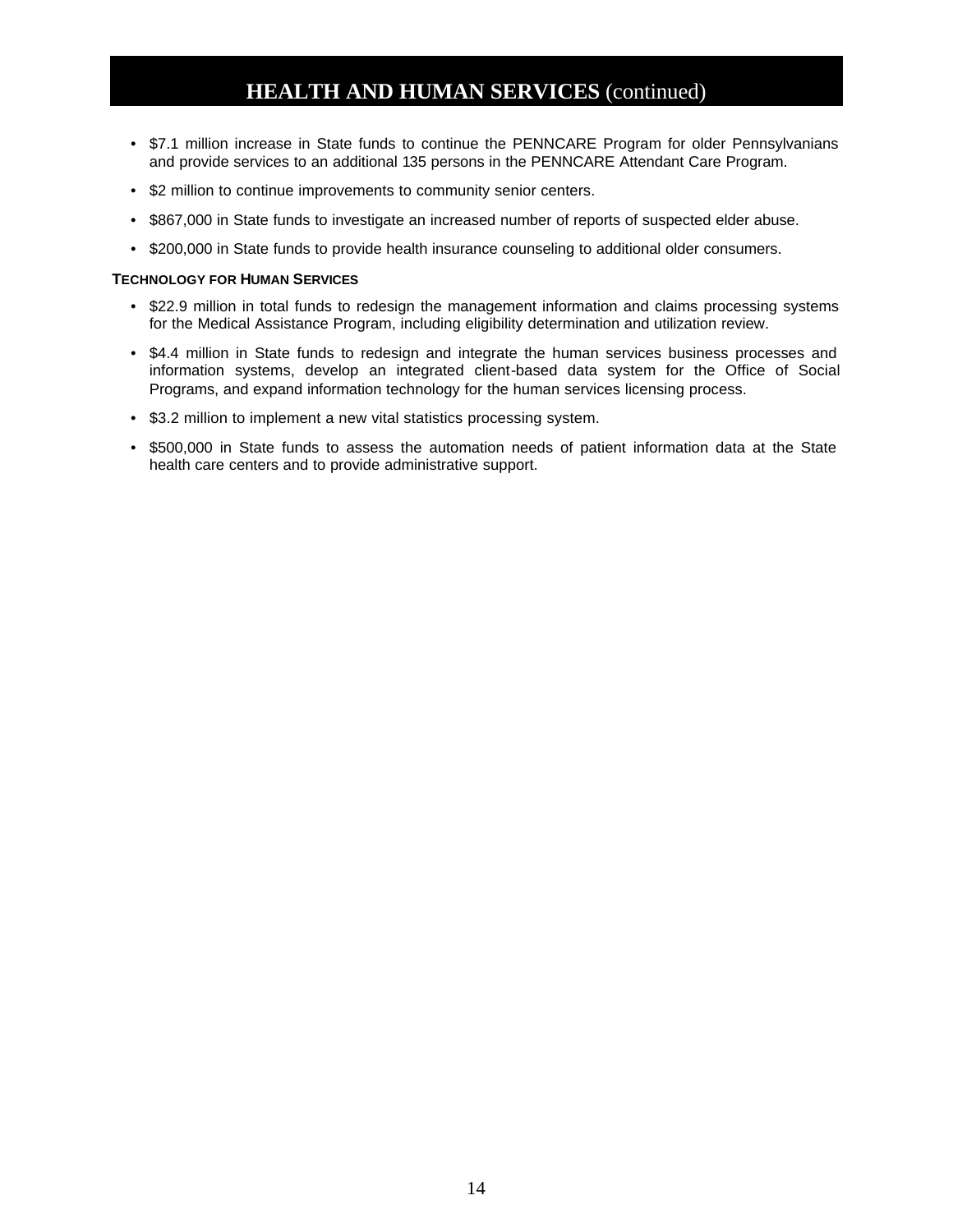## HEALTH AND HUMAN SERVICES (continued)

- $7.1 million increase in State funds to continue the PENNCARE Program for older Pennsylvanians and provide services to an additional 135 persons in the PENNCARE Attendant Care Program.
- $2 million to continue improvements to community senior centers.
- $867,000 in State funds to investigate an increased number of reports of suspected elder abuse.
- $200,000 in State funds to provide health insurance counseling to additional older consumers.

### TECHNOLOGY FOR HUMAN SERVICES

- $22.9 million in total funds to redesign the management information and claims processing systems for the Medical Assistance Program, including eligibility determination and utilization review.
- $4.4 million in State funds to redesign and integrate the human services business processes and information systems, develop an integrated client-based data system for the Office of Social Programs, and expand information technology for the human services licensing process.
- $3.2 million to implement a new vital statistics processing system.
- $500,000 in State funds to assess the automation needs of patient information data at the State health care centers and to provide administrative support.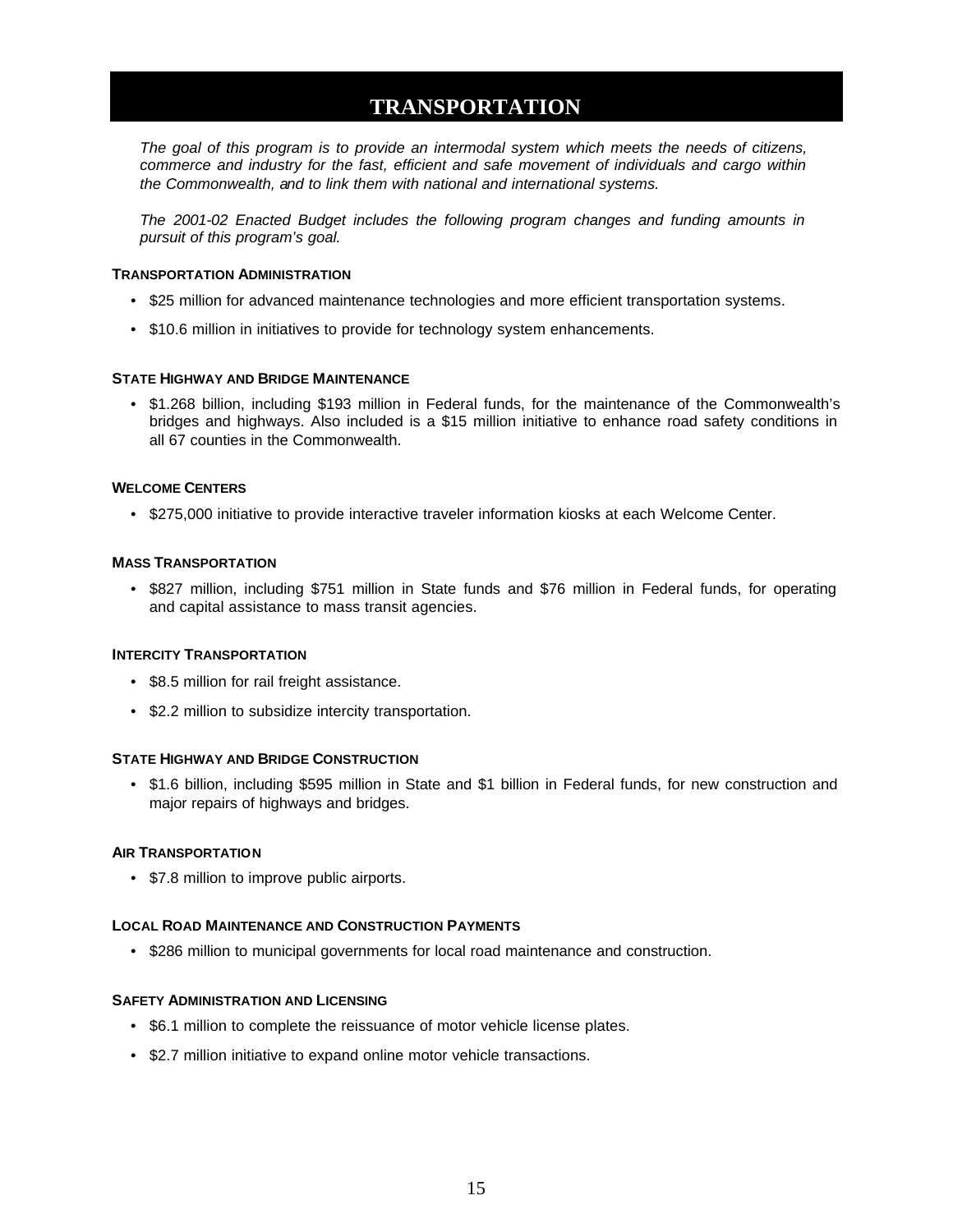# TRANSPORTATION

*The goal of this program is to provide an intermodal system which meets the needs of citizens, commerce and industry for the fast, efficient and safe movement of individuals and cargo within the Commonwealth, and to link them with national and international systems.*

*The 2001-02 Enacted Budget includes the following program changes and funding amounts in pursuit of this program's goal.*

### TRANSPORTATION ADMINISTRATION

- $25 million for advanced maintenance technologies and more efficient transportation systems.
- $10.6 million in initiatives to provide for technology system enhancements.

### STATE HIGHWAY AND BRIDGE MAINTENANCE

- $1.268 billion, including $193 million in Federal funds, for the maintenance of the Commonwealth's bridges and highways. Also included is a $15 million initiative to enhance road safety conditions in all 67 counties in the Commonwealth.

### WELCOME CENTERS

- $275,000 initiative to provide interactive traveler information kiosks at each Welcome Center.

### MASS TRANSPORTATION

- $827 million, including $751 million in State funds and $76 million in Federal funds, for operating and capital assistance to mass transit agencies.

### INTERCITY TRANSPORTATION

- $8.5 million for rail freight assistance.
- $2.2 million to subsidize intercity transportation.

### STATE HIGHWAY AND BRIDGE CONSTRUCTION

- $1.6 billion, including $595 million in State and $1 billion in Federal funds, for new construction and major repairs of highways and bridges.

### AIR TRANSPORTATION

- $7.8 million to improve public airports.

### LOCAL ROAD MAINTENANCE AND CONSTRUCTION PAYMENTS

- $286 million to municipal governments for local road maintenance and construction.

### SAFETY ADMINISTRATION AND LICENSING

- $6.1 million to complete the reissuance of motor vehicle license plates.
- $2.7 million initiative to expand online motor vehicle transactions.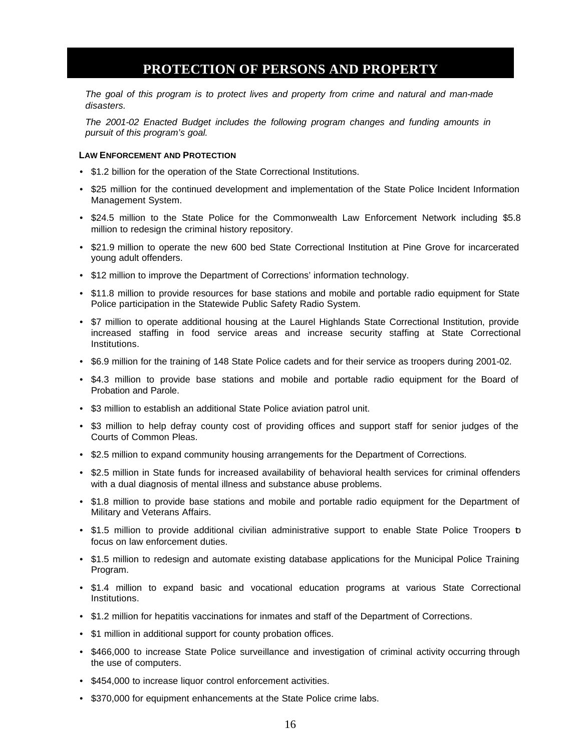# PROTECTION OF PERSONS AND PROPERTY

*The goal of this program is to protect lives and property from crime and natural and man-made disasters.*

*The 2001-02 Enacted Budget includes the following program changes and funding amounts in pursuit of this program's goal.*

**LAW ENFORCEMENT AND PROTECTION**

- $1.2 billion for the operation of the State Correctional Institutions.
- $25 million for the continued development and implementation of the State Police Incident Information Management System.
- $24.5 million to the State Police for the Commonwealth Law Enforcement Network including $5.8 million to redesign the criminal history repository.
- $21.9 million to operate the new 600 bed State Correctional Institution at Pine Grove for incarcerated young adult offenders.
- $12 million to improve the Department of Corrections' information technology.
- $11.8 million to provide resources for base stations and mobile and portable radio equipment for State Police participation in the Statewide Public Safety Radio System.
- $7 million to operate additional housing at the Laurel Highlands State Correctional Institution, provide increased staffing in food service areas and increase security staffing at State Correctional Institutions.
- $6.9 million for the training of 148 State Police cadets and for their service as troopers during 2001-02.
- $4.3 million to provide base stations and mobile and portable radio equipment for the Board of Probation and Parole.
- $3 million to establish an additional State Police aviation patrol unit.
- $3 million to help defray county cost of providing offices and support staff for senior judges of the Courts of Common Pleas.
- $2.5 million to expand community housing arrangements for the Department of Corrections.
- $2.5 million in State funds for increased availability of behavioral health services for criminal offenders with a dual diagnosis of mental illness and substance abuse problems.
- $1.8 million to provide base stations and mobile and portable radio equipment for the Department of Military and Veterans Affairs.
- $1.5 million to provide additional civilian administrative support to enable State Police Troopers to focus on law enforcement duties.
- $1.5 million to redesign and automate existing database applications for the Municipal Police Training Program.
- $1.4 million to expand basic and vocational education programs at various State Correctional Institutions.
- $1.2 million for hepatitis vaccinations for inmates and staff of the Department of Corrections.
- $1 million in additional support for county probation offices.
- $466,000 to increase State Police surveillance and investigation of criminal activity occurring through the use of computers.
- $454,000 to increase liquor control enforcement activities.
- $370,000 for equipment enhancements at the State Police crime labs.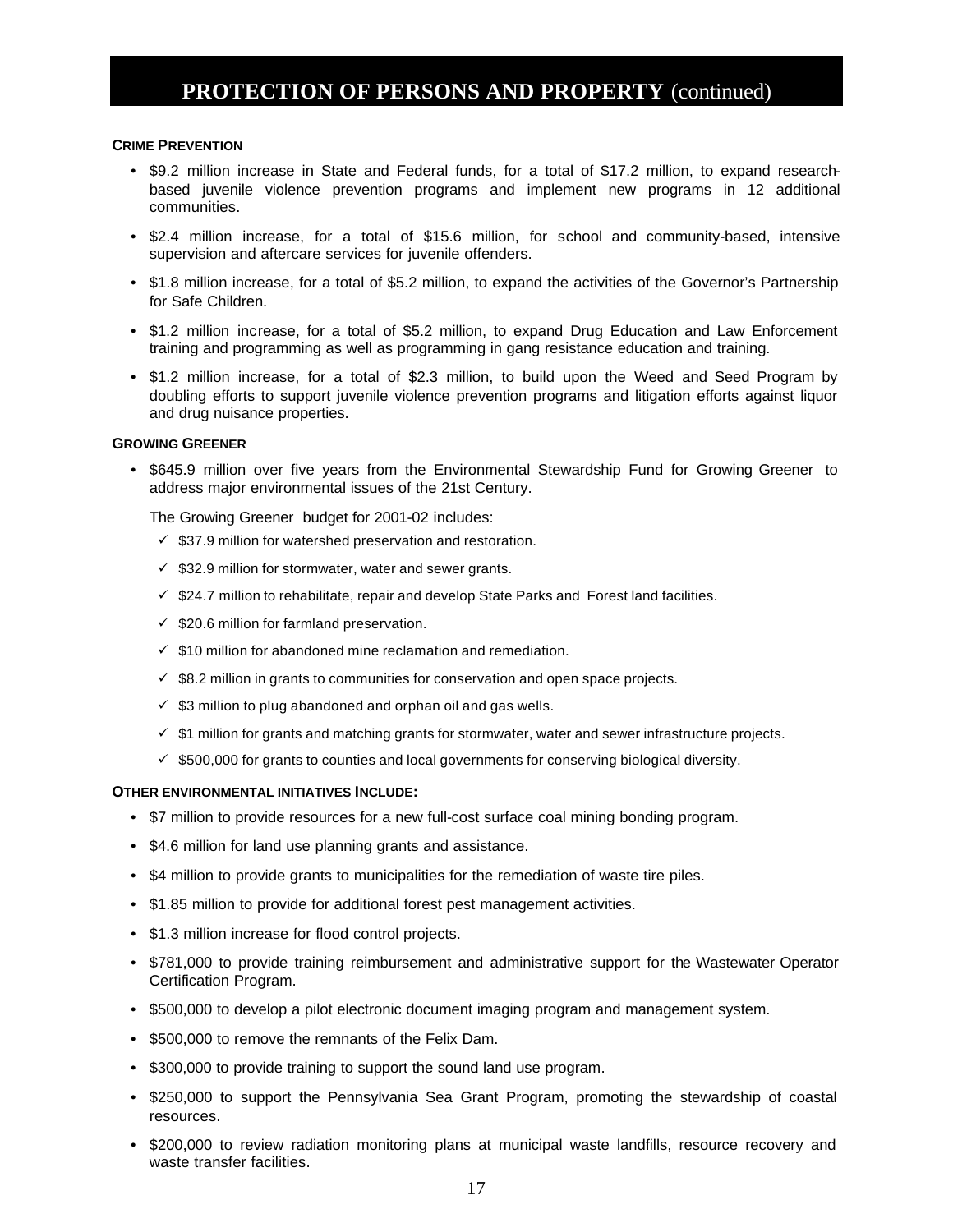## PROTECTION OF PERSONS AND PROPERTY (continued)

**CRIME PREVENTION**

- $9.2 million increase in State and Federal funds, for a total of $17.2 million, to expand research-based juvenile violence prevention programs and implement new programs in 12 additional communities.
- $2.4 million increase, for a total of $15.6 million, for school and community-based, intensive supervision and aftercare services for juvenile offenders.
- $1.8 million increase, for a total of $5.2 million, to expand the activities of the Governor's Partnership for Safe Children.
- $1.2 million increase, for a total of $5.2 million, to expand Drug Education and Law Enforcement training and programming as well as programming in gang resistance education and training.
- $1.2 million increase, for a total of $2.3 million, to build upon the Weed and Seed Program by doubling efforts to support juvenile violence prevention programs and litigation efforts against liquor and drug nuisance properties.

**GROWING GREENER**

- $645.9 million over five years from the Environmental Stewardship Fund for Growing Greener to address major environmental issues of the 21st Century.

  The Growing Greener budget for 2001-02 includes:

  - ✓ $37.9 million for watershed preservation and restoration.
  - ✓ $32.9 million for stormwater, water and sewer grants.
  - ✓ $24.7 million to rehabilitate, repair and develop State Parks and Forest land facilities.
  - ✓ $20.6 million for farmland preservation.
  - ✓ $10 million for abandoned mine reclamation and remediation.
  - ✓ $8.2 million in grants to communities for conservation and open space projects.
  - ✓ $3 million to plug abandoned and orphan oil and gas wells.
  - ✓ $1 million for grants and matching grants for stormwater, water and sewer infrastructure projects.
  - ✓ $500,000 for grants to counties and local governments for conserving biological diversity.

**OTHER ENVIRONMENTAL INITIATIVES INCLUDE:**

- $7 million to provide resources for a new full-cost surface coal mining bonding program.
- $4.6 million for land use planning grants and assistance.
- $4 million to provide grants to municipalities for the remediation of waste tire piles.
- $1.85 million to provide for additional forest pest management activities.
- $1.3 million increase for flood control projects.
- $781,000 to provide training reimbursement and administrative support for the Wastewater Operator Certification Program.
- $500,000 to develop a pilot electronic document imaging program and management system.
- $500,000 to remove the remnants of the Felix Dam.
- $300,000 to provide training to support the sound land use program.
- $250,000 to support the Pennsylvania Sea Grant Program, promoting the stewardship of coastal resources.
- $200,000 to review radiation monitoring plans at municipal waste landfills, resource recovery and waste transfer facilities.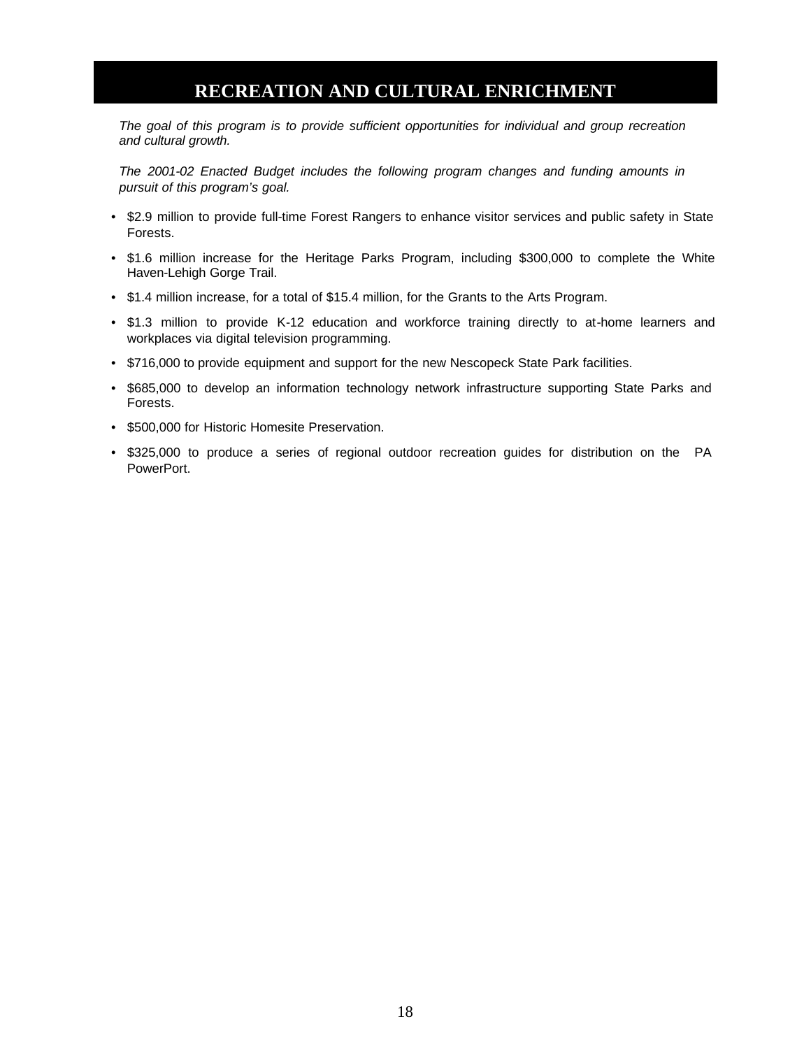# RECREATION AND CULTURAL ENRICHMENT

*The goal of this program is to provide sufficient opportunities for individual and group recreation and cultural growth.*

*The 2001-02 Enacted Budget includes the following program changes and funding amounts in pursuit of this program's goal.*

- $2.9 million to provide full-time Forest Rangers to enhance visitor services and public safety in State Forests.
- $1.6 million increase for the Heritage Parks Program, including $300,000 to complete the White Haven-Lehigh Gorge Trail.
- $1.4 million increase, for a total of $15.4 million, for the Grants to the Arts Program.
- $1.3 million to provide K-12 education and workforce training directly to at-home learners and workplaces via digital television programming.
- $716,000 to provide equipment and support for the new Nescopeck State Park facilities.
- $685,000 to develop an information technology network infrastructure supporting State Parks and Forests.
- $500,000 for Historic Homesite Preservation.
- $325,000 to produce a series of regional outdoor recreation guides for distribution on the PA PowerPort.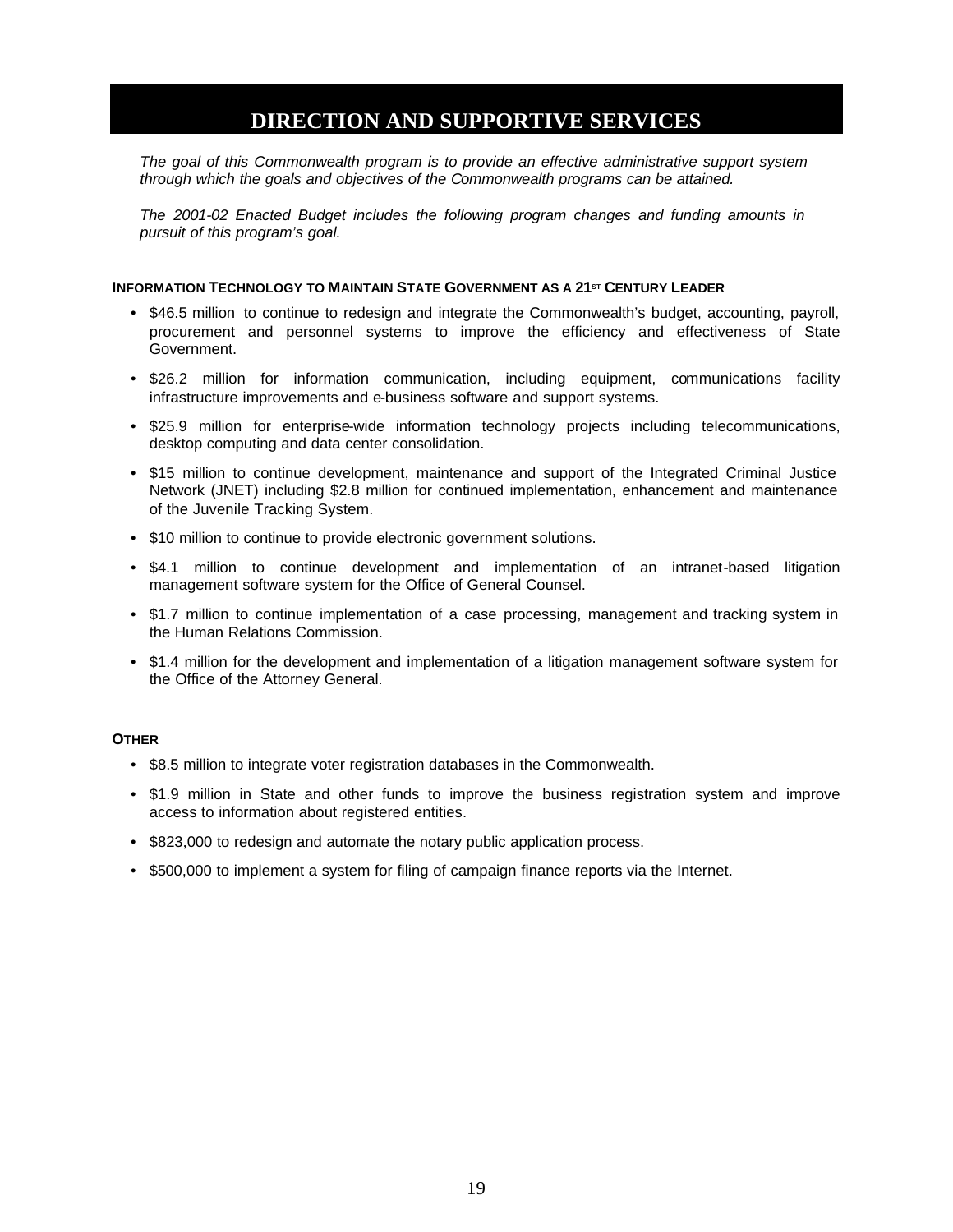# DIRECTION AND SUPPORTIVE SERVICES

*The goal of this Commonwealth program is to provide an effective administrative support system through which the goals and objectives of the Commonwealth programs can be attained.*

*The 2001-02 Enacted Budget includes the following program changes and funding amounts in pursuit of this program's goal.*

**INFORMATION TECHNOLOGY TO MAINTAIN STATE GOVERNMENT AS A 21ST CENTURY LEADER**

- $46.5 million to continue to redesign and integrate the Commonwealth's budget, accounting, payroll, procurement and personnel systems to improve the efficiency and effectiveness of State Government.
- $26.2 million for information communication, including equipment, communications facility infrastructure improvements and e-business software and support systems.
- $25.9 million for enterprise-wide information technology projects including telecommunications, desktop computing and data center consolidation.
- $15 million to continue development, maintenance and support of the Integrated Criminal Justice Network (JNET) including $2.8 million for continued implementation, enhancement and maintenance of the Juvenile Tracking System.
- $10 million to continue to provide electronic government solutions.
- $4.1 million to continue development and implementation of an intranet-based litigation management software system for the Office of General Counsel.
- $1.7 million to continue implementation of a case processing, management and tracking system in the Human Relations Commission.
- $1.4 million for the development and implementation of a litigation management software system for the Office of the Attorney General.

**OTHER**

- $8.5 million to integrate voter registration databases in the Commonwealth.
- $1.9 million in State and other funds to improve the business registration system and improve access to information about registered entities.
- $823,000 to redesign and automate the notary public application process.
- $500,000 to implement a system for filing of campaign finance reports via the Internet.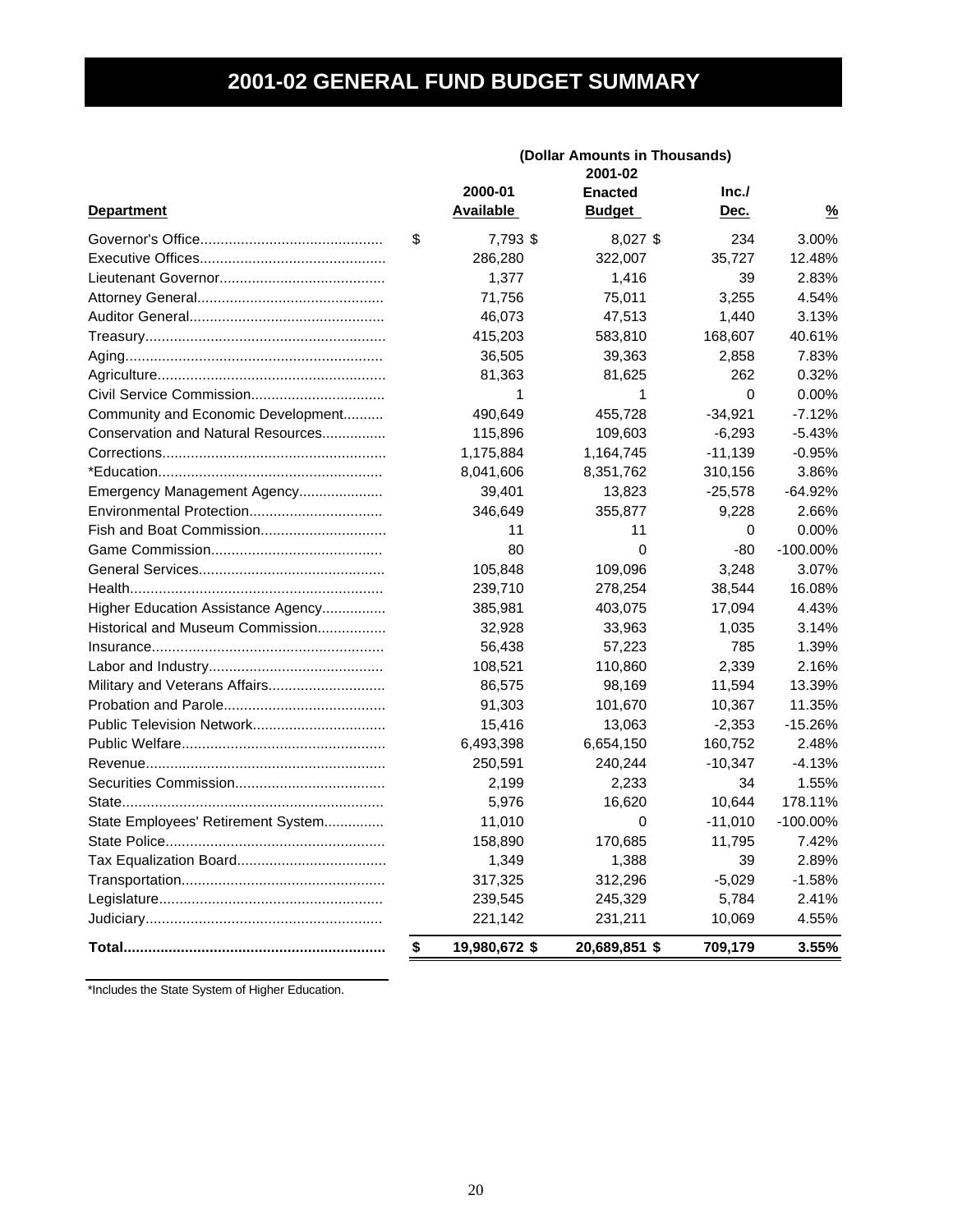# 2001-02 GENERAL FUND BUDGET SUMMARY

(Dollar Amounts in Thousands)

| Department | 2000-01 Available | 2001-02 Enacted Budget | Inc./ Dec. | % |
|---|---|---|---|---|
| Governor's Office | $ 7,793 | $ 8,027 | $ 234 | 3.00% |
| Executive Offices | 286,280 | 322,007 | 35,727 | 12.48% |
| Lieutenant Governor | 1,377 | 1,416 | 39 | 2.83% |
| Attorney General | 71,756 | 75,011 | 3,255 | 4.54% |
| Auditor General | 46,073 | 47,513 | 1,440 | 3.13% |
| Treasury | 415,203 | 583,810 | 168,607 | 40.61% |
| Aging | 36,505 | 39,363 | 2,858 | 7.83% |
| Agriculture | 81,363 | 81,625 | 262 | 0.32% |
| Civil Service Commission | 1 | 1 | 0 | 0.00% |
| Community and Economic Development | 490,649 | 455,728 | -34,921 | -7.12% |
| Conservation and Natural Resources | 115,896 | 109,603 | -6,293 | -5.43% |
| Corrections | 1,175,884 | 1,164,745 | -11,139 | -0.95% |
| *Education | 8,041,606 | 8,351,762 | 310,156 | 3.86% |
| Emergency Management Agency | 39,401 | 13,823 | -25,578 | -64.92% |
| Environmental Protection | 346,649 | 355,877 | 9,228 | 2.66% |
| Fish and Boat Commission | 11 | 11 | 0 | 0.00% |
| Game Commission | 80 | 0 | -80 | -100.00% |
| General Services | 105,848 | 109,096 | 3,248 | 3.07% |
| Health | 239,710 | 278,254 | 38,544 | 16.08% |
| Higher Education Assistance Agency | 385,981 | 403,075 | 17,094 | 4.43% |
| Historical and Museum Commission | 32,928 | 33,963 | 1,035 | 3.14% |
| Insurance | 56,438 | 57,223 | 785 | 1.39% |
| Labor and Industry | 108,521 | 110,860 | 2,339 | 2.16% |
| Military and Veterans Affairs | 86,575 | 98,169 | 11,594 | 13.39% |
| Probation and Parole | 91,303 | 101,670 | 10,367 | 11.35% |
| Public Television Network | 15,416 | 13,063 | -2,353 | -15.26% |
| Public Welfare | 6,493,398 | 6,654,150 | 160,752 | 2.48% |
| Revenue | 250,591 | 240,244 | -10,347 | -4.13% |
| Securities Commission | 2,199 | 2,233 | 34 | 1.55% |
| State | 5,976 | 16,620 | 10,644 | 178.11% |
| State Employees' Retirement System | 11,010 | 0 | -11,010 | -100.00% |
| State Police | 158,890 | 170,685 | 11,795 | 7.42% |
| Tax Equalization Board | 1,349 | 1,388 | 39 | 2.89% |
| Transportation | 317,325 | 312,296 | -5,029 | -1.58% |
| Legislature | 239,545 | 245,329 | 5,784 | 2.41% |
| Judiciary | 221,142 | 231,211 | 10,069 | 4.55% |
| **Total** | **$ 19,980,672** | **$ 20,689,851** | **$ 709,179** | **3.55%** |

*Includes the State System of Higher Education.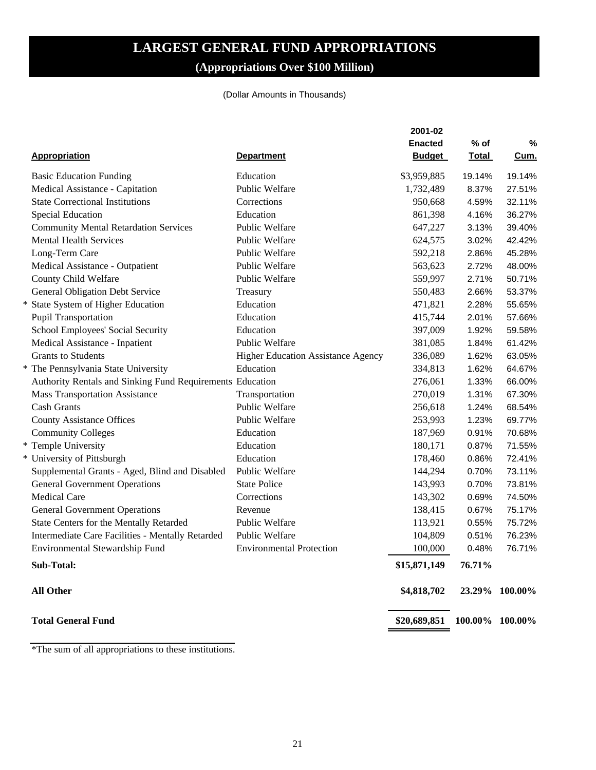# LARGEST GENERAL FUND APPROPRIATIONS

## (Appropriations Over $100 Million)

(Dollar Amounts in Thousands)

| Appropriation | Department | 2001-02 Enacted Budget | % of Total | % Cum. |
|---|---|---|---|---|
| Basic Education Funding | Education | $3,959,885 | 19.14% | 19.14% |
| Medical Assistance - Capitation | Public Welfare | 1,732,489 | 8.37% | 27.51% |
| State Correctional Institutions | Corrections | 950,668 | 4.59% | 32.11% |
| Special Education | Education | 861,398 | 4.16% | 36.27% |
| Community Mental Retardation Services | Public Welfare | 647,227 | 3.13% | 39.40% |
| Mental Health Services | Public Welfare | 624,575 | 3.02% | 42.42% |
| Long-Term Care | Public Welfare | 592,218 | 2.86% | 45.28% |
| Medical Assistance - Outpatient | Public Welfare | 563,623 | 2.72% | 48.00% |
| County Child Welfare | Public Welfare | 559,997 | 2.71% | 50.71% |
| General Obligation Debt Service | Treasury | 550,483 | 2.66% | 53.37% |
| * State System of Higher Education | Education | 471,821 | 2.28% | 55.65% |
| Pupil Transportation | Education | 415,744 | 2.01% | 57.66% |
| School Employees' Social Security | Education | 397,009 | 1.92% | 59.58% |
| Medical Assistance - Inpatient | Public Welfare | 381,085 | 1.84% | 61.42% |
| Grants to Students | Higher Education Assistance Agency | 336,089 | 1.62% | 63.05% |
| * The Pennsylvania State University | Education | 334,813 | 1.62% | 64.67% |
| Authority Rentals and Sinking Fund Requirements | Education | 276,061 | 1.33% | 66.00% |
| Mass Transportation Assistance | Transportation | 270,019 | 1.31% | 67.30% |
| Cash Grants | Public Welfare | 256,618 | 1.24% | 68.54% |
| County Assistance Offices | Public Welfare | 253,993 | 1.23% | 69.77% |
| Community Colleges | Education | 187,969 | 0.91% | 70.68% |
| * Temple University | Education | 180,171 | 0.87% | 71.55% |
| * University of Pittsburgh | Education | 178,460 | 0.86% | 72.41% |
| Supplemental Grants - Aged, Blind and Disabled | Public Welfare | 144,294 | 0.70% | 73.11% |
| General Government Operations | State Police | 143,993 | 0.70% | 73.81% |
| Medical Care | Corrections | 143,302 | 0.69% | 74.50% |
| General Government Operations | Revenue | 138,415 | 0.67% | 75.17% |
| State Centers for the Mentally Retarded | Public Welfare | 113,921 | 0.55% | 75.72% |
| Intermediate Care Facilities - Mentally Retarded | Public Welfare | 104,809 | 0.51% | 76.23% |
| Environmental Stewardship Fund | Environmental Protection | 100,000 | 0.48% | 76.71% |
| **Sub-Total:** | | **$15,871,149** | **76.71%** | |
| **All Other** | | **$4,818,702** | **23.29%** | **100.00%** |
| **Total General Fund** | | **$20,689,851** | **100.00%** | **100.00%** |

*The sum of all appropriations to these institutions.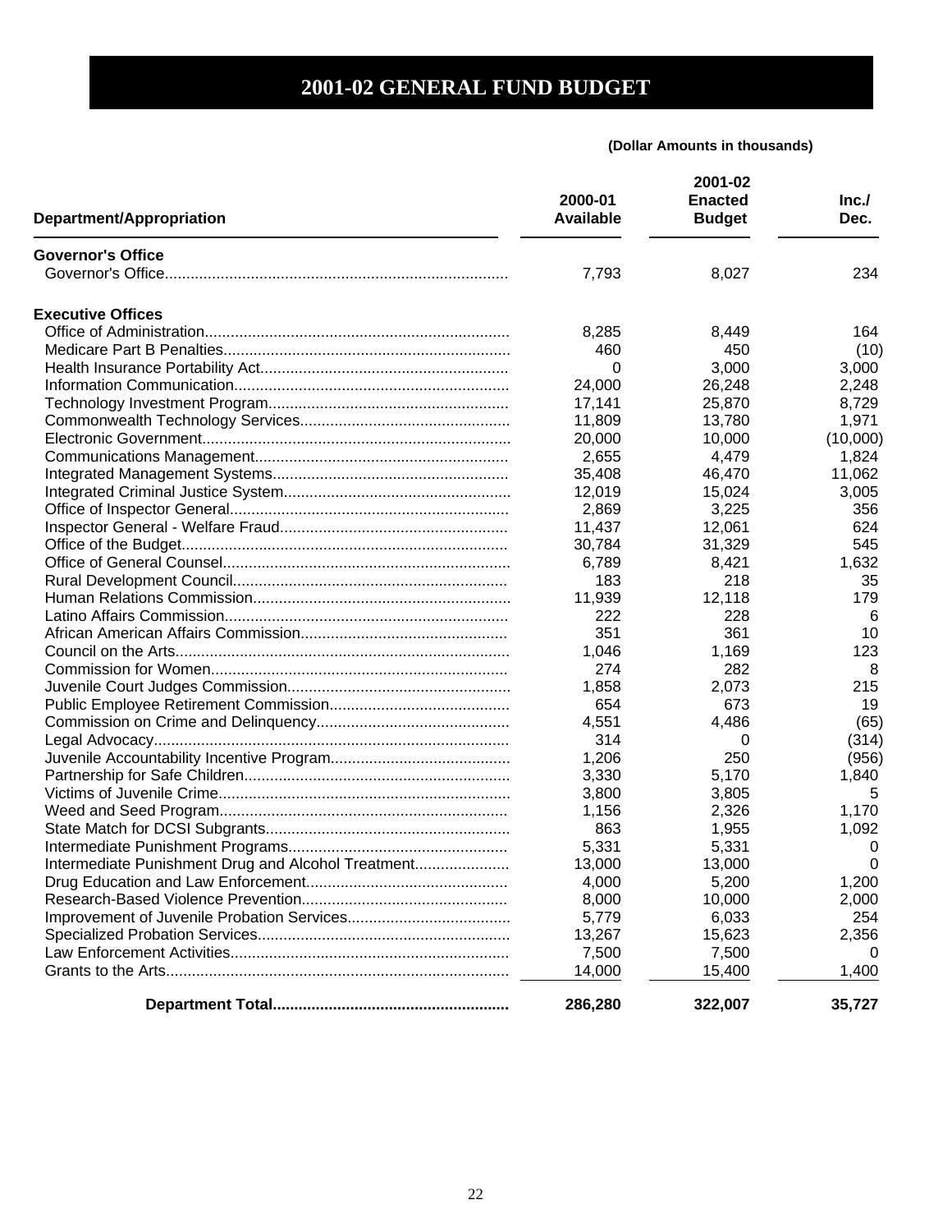# 2001-02 GENERAL FUND BUDGET

**(Dollar Amounts in thousands)**

| Department/Appropriation | 2000-01 Available | 2001-02 Enacted Budget | Inc./ Dec. |
|---|---|---|---|
| **Governor's Office** | | | |
| Governor's Office | 7,793 | 8,027 | 234 |
| **Executive Offices** | | | |
| Office of Administration | 8,285 | 8,449 | 164 |
| Medicare Part B Penalties | 460 | 450 | (10) |
| Health Insurance Portability Act | 0 | 3,000 | 3,000 |
| Information Communication | 24,000 | 26,248 | 2,248 |
| Technology Investment Program | 17,141 | 25,870 | 8,729 |
| Commonwealth Technology Services | 11,809 | 13,780 | 1,971 |
| Electronic Government | 20,000 | 10,000 | (10,000) |
| Communications Management | 2,655 | 4,479 | 1,824 |
| Integrated Management Systems | 35,408 | 46,470 | 11,062 |
| Integrated Criminal Justice System | 12,019 | 15,024 | 3,005 |
| Office of Inspector General | 2,869 | 3,225 | 356 |
| Inspector General - Welfare Fraud | 11,437 | 12,061 | 624 |
| Office of the Budget | 30,784 | 31,329 | 545 |
| Office of General Counsel | 6,789 | 8,421 | 1,632 |
| Rural Development Council | 183 | 218 | 35 |
| Human Relations Commission | 11,939 | 12,118 | 179 |
| Latino Affairs Commission | 222 | 228 | 6 |
| African American Affairs Commission | 351 | 361 | 10 |
| Council on the Arts | 1,046 | 1,169 | 123 |
| Commission for Women | 274 | 282 | 8 |
| Juvenile Court Judges Commission | 1,858 | 2,073 | 215 |
| Public Employee Retirement Commission | 654 | 673 | 19 |
| Commission on Crime and Delinquency | 4,551 | 4,486 | (65) |
| Legal Advocacy | 314 | 0 | (314) |
| Juvenile Accountability Incentive Program | 1,206 | 250 | (956) |
| Partnership for Safe Children | 3,330 | 5,170 | 1,840 |
| Victims of Juvenile Crime | 3,800 | 3,805 | 5 |
| Weed and Seed Program | 1,156 | 2,326 | 1,170 |
| State Match for DCSI Subgrants | 863 | 1,955 | 1,092 |
| Intermediate Punishment Programs | 5,331 | 5,331 | 0 |
| Intermediate Punishment Drug and Alcohol Treatment | 13,000 | 13,000 | 0 |
| Drug Education and Law Enforcement | 4,000 | 5,200 | 1,200 |
| Research-Based Violence Prevention | 8,000 | 10,000 | 2,000 |
| Improvement of Juvenile Probation Services | 5,779 | 6,033 | 254 |
| Specialized Probation Services | 13,267 | 15,623 | 2,356 |
| Law Enforcement Activities | 7,500 | 7,500 | 0 |
| Grants to the Arts | 14,000 | 15,400 | 1,400 |
| **Department Total** | **286,280** | **322,007** | **35,727** |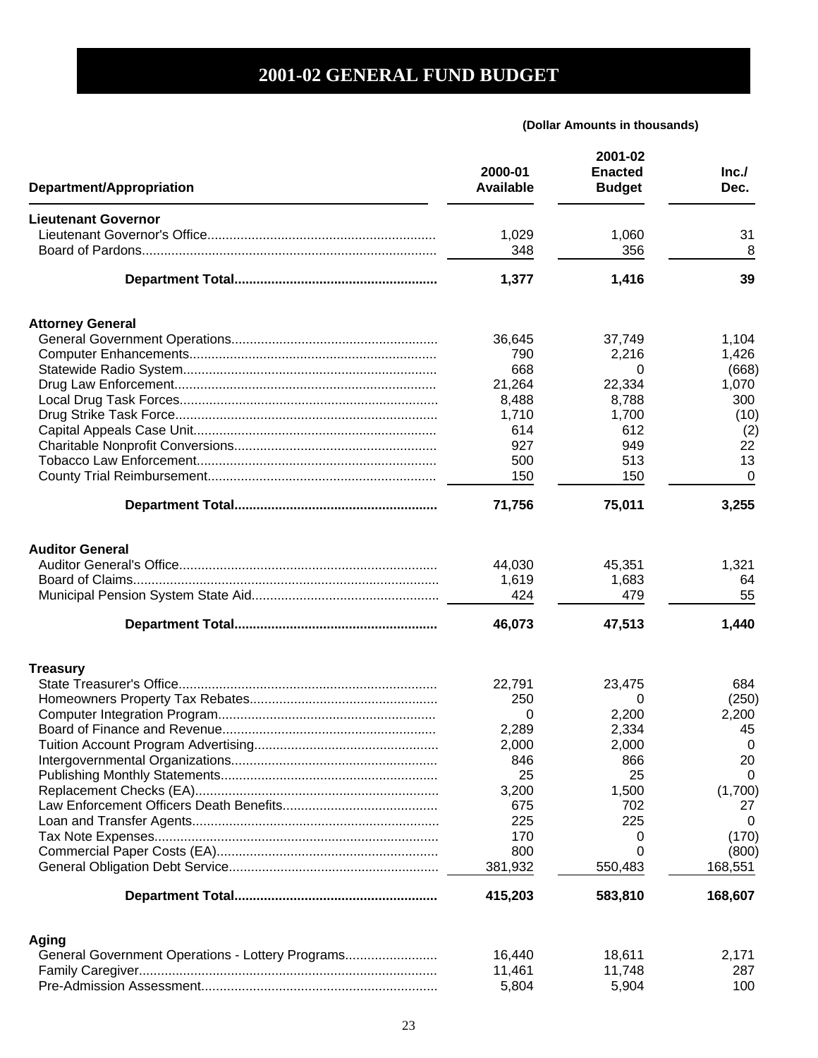# 2001-02 GENERAL FUND BUDGET

**(Dollar Amounts in thousands)**

| Department/Appropriation | 2000-01 Available | 2001-02 Enacted Budget | Inc./ Dec. |
|---|---|---|---|
| **Lieutenant Governor** | | | |
| Lieutenant Governor's Office | 1,029 | 1,060 | 31 |
| Board of Pardons | 348 | 356 | 8 |
| **Department Total** | **1,377** | **1,416** | **39** |
| **Attorney General** | | | |
| General Government Operations | 36,645 | 37,749 | 1,104 |
| Computer Enhancements | 790 | 2,216 | 1,426 |
| Statewide Radio System | 668 | 0 | (668) |
| Drug Law Enforcement | 21,264 | 22,334 | 1,070 |
| Local Drug Task Forces | 8,488 | 8,788 | 300 |
| Drug Strike Task Force | 1,710 | 1,700 | (10) |
| Capital Appeals Case Unit | 614 | 612 | (2) |
| Charitable Nonprofit Conversions | 927 | 949 | 22 |
| Tobacco Law Enforcement | 500 | 513 | 13 |
| County Trial Reimbursement | 150 | 150 | 0 |
| **Department Total** | **71,756** | **75,011** | **3,255** |
| **Auditor General** | | | |
| Auditor General's Office | 44,030 | 45,351 | 1,321 |
| Board of Claims | 1,619 | 1,683 | 64 |
| Municipal Pension System State Aid | 424 | 479 | 55 |
| **Department Total** | **46,073** | **47,513** | **1,440** |
| **Treasury** | | | |
| State Treasurer's Office | 22,791 | 23,475 | 684 |
| Homeowners Property Tax Rebates | 250 | 0 | (250) |
| Computer Integration Program | 0 | 2,200 | 2,200 |
| Board of Finance and Revenue | 2,289 | 2,334 | 45 |
| Tuition Account Program Advertising | 2,000 | 2,000 | 0 |
| Intergovernmental Organizations | 846 | 866 | 20 |
| Publishing Monthly Statements | 25 | 25 | 0 |
| Replacement Checks (EA) | 3,200 | 1,500 | (1,700) |
| Law Enforcement Officers Death Benefits | 675 | 702 | 27 |
| Loan and Transfer Agents | 225 | 225 | 0 |
| Tax Note Expenses | 170 | 0 | (170) |
| Commercial Paper Costs (EA) | 800 | 0 | (800) |
| General Obligation Debt Service | 381,932 | 550,483 | 168,551 |
| **Department Total** | **415,203** | **583,810** | **168,607** |
| **Aging** | | | |
| General Government Operations - Lottery Programs | 16,440 | 18,611 | 2,171 |
| Family Caregiver | 11,461 | 11,748 | 287 |
| Pre-Admission Assessment | 5,804 | 5,904 | 100 |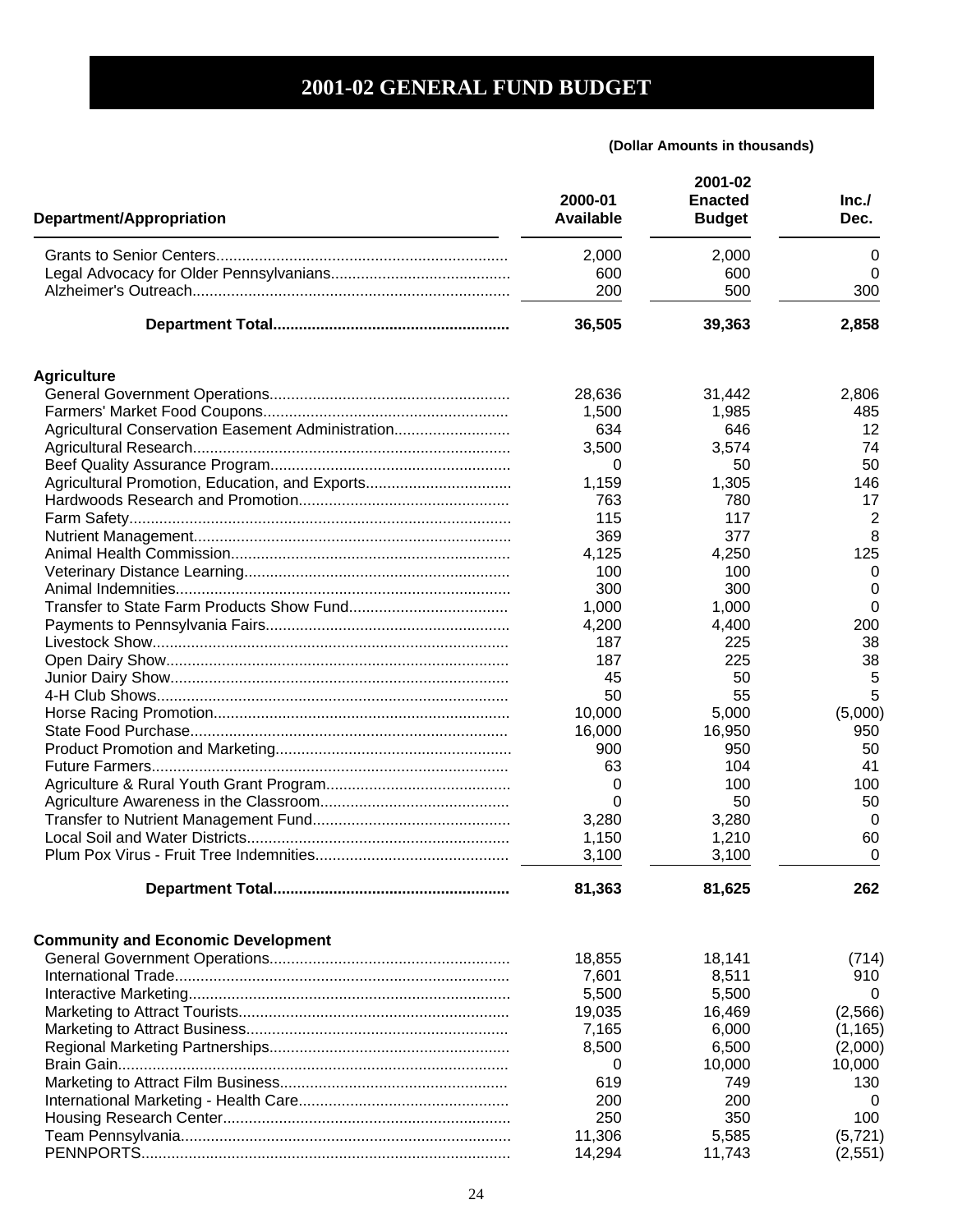# 2001-02 GENERAL FUND BUDGET

**(Dollar Amounts in thousands)**

| Department/Appropriation | 2000-01 Available | 2001-02 Enacted Budget | Inc./ Dec. |
|---|---|---|---|
| Grants to Senior Centers | 2,000 | 2,000 | 0 |
| Legal Advocacy for Older Pennsylvanians | 600 | 600 | 0 |
| Alzheimer's Outreach | 200 | 500 | 300 |
| **Department Total** | **36,505** | **39,363** | **2,858** |
| **Agriculture** | | | |
| General Government Operations | 28,636 | 31,442 | 2,806 |
| Farmers' Market Food Coupons | 1,500 | 1,985 | 485 |
| Agricultural Conservation Easement Administration | 634 | 646 | 12 |
| Agricultural Research | 3,500 | 3,574 | 74 |
| Beef Quality Assurance Program | 0 | 50 | 50 |
| Agricultural Promotion, Education, and Exports | 1,159 | 1,305 | 146 |
| Hardwoods Research and Promotion | 763 | 780 | 17 |
| Farm Safety | 115 | 117 | 2 |
| Nutrient Management | 369 | 377 | 8 |
| Animal Health Commission | 4,125 | 4,250 | 125 |
| Veterinary Distance Learning | 100 | 100 | 0 |
| Animal Indemnities | 300 | 300 | 0 |
| Transfer to State Farm Products Show Fund | 1,000 | 1,000 | 0 |
| Payments to Pennsylvania Fairs | 4,200 | 4,400 | 200 |
| Livestock Show | 187 | 225 | 38 |
| Open Dairy Show | 187 | 225 | 38 |
| Junior Dairy Show | 45 | 50 | 5 |
| 4-H Club Shows | 50 | 55 | 5 |
| Horse Racing Promotion | 10,000 | 5,000 | (5,000) |
| State Food Purchase | 16,000 | 16,950 | 950 |
| Product Promotion and Marketing | 900 | 950 | 50 |
| Future Farmers | 63 | 104 | 41 |
| Agriculture & Rural Youth Grant Program | 0 | 100 | 100 |
| Agriculture Awareness in the Classroom | 0 | 50 | 50 |
| Transfer to Nutrient Management Fund | 3,280 | 3,280 | 0 |
| Local Soil and Water Districts | 1,150 | 1,210 | 60 |
| Plum Pox Virus - Fruit Tree Indemnities | 3,100 | 3,100 | 0 |
| **Department Total** | **81,363** | **81,625** | **262** |
| **Community and Economic Development** | | | |
| General Government Operations | 18,855 | 18,141 | (714) |
| International Trade | 7,601 | 8,511 | 910 |
| Interactive Marketing | 5,500 | 5,500 | 0 |
| Marketing to Attract Tourists | 19,035 | 16,469 | (2,566) |
| Marketing to Attract Business | 7,165 | 6,000 | (1,165) |
| Regional Marketing Partnerships | 8,500 | 6,500 | (2,000) |
| Brain Gain | 0 | 10,000 | 10,000 |
| Marketing to Attract Film Business | 619 | 749 | 130 |
| International Marketing - Health Care | 200 | 200 | 0 |
| Housing Research Center | 250 | 350 | 100 |
| Team Pennsylvania | 11,306 | 5,585 | (5,721) |
| PENNPORTS | 14,294 | 11,743 | (2,551) |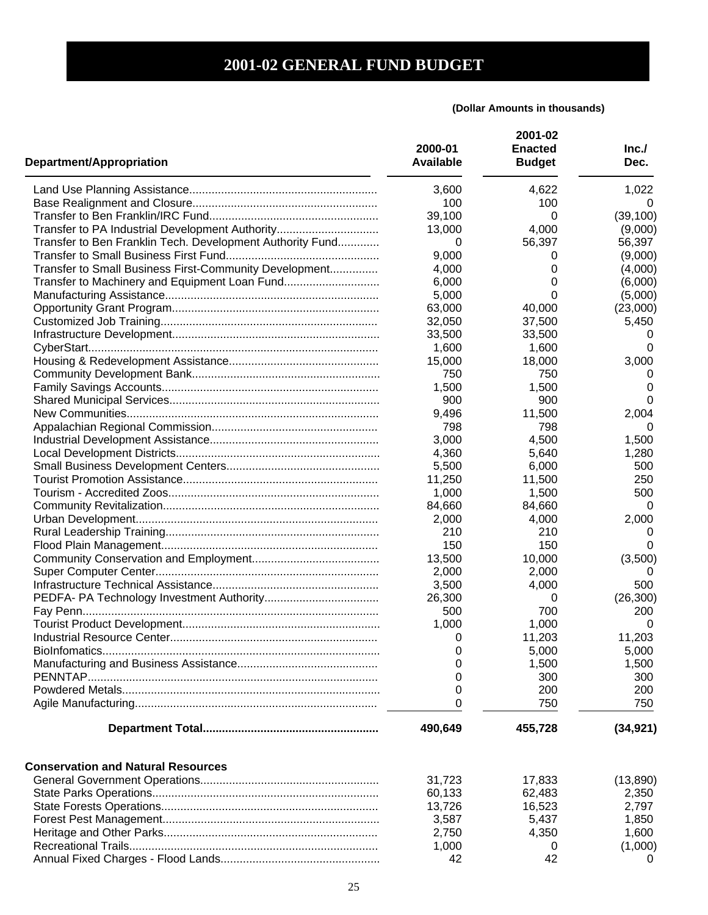# 2001-02 GENERAL FUND BUDGET

**(Dollar Amounts in thousands)**

| Department/Appropriation | 2000-01 Available | 2001-02 Enacted Budget | Inc./ Dec. |
|---|---|---|---|
| Land Use Planning Assistance | 3,600 | 4,622 | 1,022 |
| Base Realignment and Closure | 100 | 100 | 0 |
| Transfer to Ben Franklin/IRC Fund | 39,100 | 0 | (39,100) |
| Transfer to PA Industrial Development Authority | 13,000 | 4,000 | (9,000) |
| Transfer to Ben Franklin Tech. Development Authority Fund | 0 | 56,397 | 56,397 |
| Transfer to Small Business First Fund | 9,000 | 0 | (9,000) |
| Transfer to Small Business First-Community Development | 4,000 | 0 | (4,000) |
| Transfer to Machinery and Equipment Loan Fund | 6,000 | 0 | (6,000) |
| Manufacturing Assistance | 5,000 | 0 | (5,000) |
| Opportunity Grant Program | 63,000 | 40,000 | (23,000) |
| Customized Job Training | 32,050 | 37,500 | 5,450 |
| Infrastructure Development | 33,500 | 33,500 | 0 |
| CyberStart | 1,600 | 1,600 | 0 |
| Housing & Redevelopment Assistance | 15,000 | 18,000 | 3,000 |
| Community Development Bank | 750 | 750 | 0 |
| Family Savings Accounts | 1,500 | 1,500 | 0 |
| Shared Municipal Services | 900 | 900 | 0 |
| New Communities | 9,496 | 11,500 | 2,004 |
| Appalachian Regional Commission | 798 | 798 | 0 |
| Industrial Development Assistance | 3,000 | 4,500 | 1,500 |
| Local Development Districts | 4,360 | 5,640 | 1,280 |
| Small Business Development Centers | 5,500 | 6,000 | 500 |
| Tourist Promotion Assistance | 11,250 | 11,500 | 250 |
| Tourism - Accredited Zoos | 1,000 | 1,500 | 500 |
| Community Revitalization | 84,660 | 84,660 | 0 |
| Urban Development | 2,000 | 4,000 | 2,000 |
| Rural Leadership Training | 210 | 210 | 0 |
| Flood Plain Management | 150 | 150 | 0 |
| Community Conservation and Employment | 13,500 | 10,000 | (3,500) |
| Super Computer Center | 2,000 | 2,000 | 0 |
| Infrastructure Technical Assistance | 3,500 | 4,000 | 500 |
| PEDFA- PA Technology Investment Authority | 26,300 | 0 | (26,300) |
| Fay Penn | 500 | 700 | 200 |
| Tourist Product Development | 1,000 | 1,000 | 0 |
| Industrial Resource Center | 0 | 11,203 | 11,203 |
| BioInfomatics | 0 | 5,000 | 5,000 |
| Manufacturing and Business Assistance | 0 | 1,500 | 1,500 |
| PENNTAP | 0 | 300 | 300 |
| Powdered Metals | 0 | 200 | 200 |
| Agile Manufacturing | 0 | 750 | 750 |
| **Department Total** | **490,649** | **455,728** | **(34,921)** |
| | | | |
| **Conservation and Natural Resources** | | | |
| General Government Operations | 31,723 | 17,833 | (13,890) |
| State Parks Operations | 60,133 | 62,483 | 2,350 |
| State Forests Operations | 13,726 | 16,523 | 2,797 |
| Forest Pest Management | 3,587 | 5,437 | 1,850 |
| Heritage and Other Parks | 2,750 | 4,350 | 1,600 |
| Recreational Trails | 1,000 | 0 | (1,000) |
| Annual Fixed Charges - Flood Lands | 42 | 42 | 0 |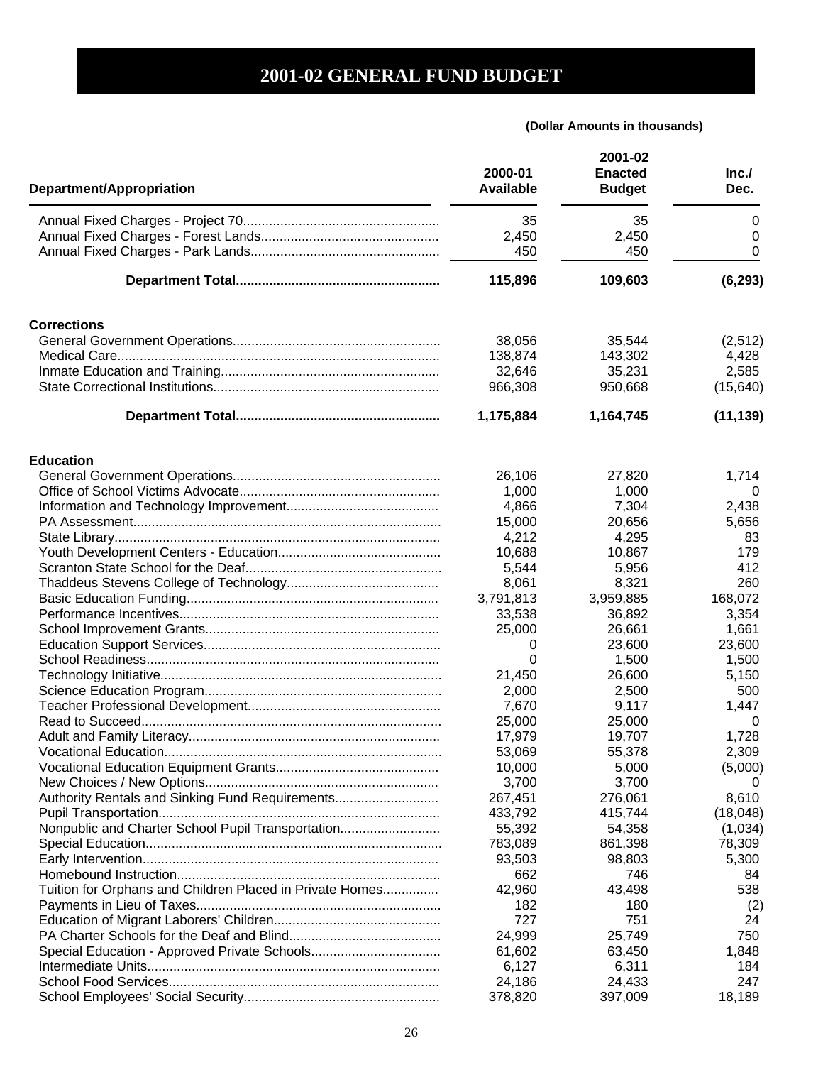# 2001-02 GENERAL FUND BUDGET

**(Dollar Amounts in thousands)**

| Department/Appropriation | 2000-01 Available | 2001-02 Enacted Budget | Inc./ Dec. |
|---|---|---|---|
| Annual Fixed Charges - Project 70 | 35 | 35 | 0 |
| Annual Fixed Charges - Forest Lands | 2,450 | 2,450 | 0 |
| Annual Fixed Charges - Park Lands | 450 | 450 | 0 |
| **Department Total** | **115,896** | **109,603** | **(6,293)** |
| **Corrections** | | | |
| General Government Operations | 38,056 | 35,544 | (2,512) |
| Medical Care | 138,874 | 143,302 | 4,428 |
| Inmate Education and Training | 32,646 | 35,231 | 2,585 |
| State Correctional Institutions | 966,308 | 950,668 | (15,640) |
| **Department Total** | **1,175,884** | **1,164,745** | **(11,139)** |
| **Education** | | | |
| General Government Operations | 26,106 | 27,820 | 1,714 |
| Office of School Victims Advocate | 1,000 | 1,000 | 0 |
| Information and Technology Improvement | 4,866 | 7,304 | 2,438 |
| PA Assessment | 15,000 | 20,656 | 5,656 |
| State Library | 4,212 | 4,295 | 83 |
| Youth Development Centers - Education | 10,688 | 10,867 | 179 |
| Scranton State School for the Deaf | 5,544 | 5,956 | 412 |
| Thaddeus Stevens College of Technology | 8,061 | 8,321 | 260 |
| Basic Education Funding | 3,791,813 | 3,959,885 | 168,072 |
| Performance Incentives | 33,538 | 36,892 | 3,354 |
| School Improvement Grants | 25,000 | 26,661 | 1,661 |
| Education Support Services | 0 | 23,600 | 23,600 |
| School Readiness | 0 | 1,500 | 1,500 |
| Technology Initiative | 21,450 | 26,600 | 5,150 |
| Science Education Program | 2,000 | 2,500 | 500 |
| Teacher Professional Development | 7,670 | 9,117 | 1,447 |
| Read to Succeed | 25,000 | 25,000 | 0 |
| Adult and Family Literacy | 17,979 | 19,707 | 1,728 |
| Vocational Education | 53,069 | 55,378 | 2,309 |
| Vocational Education Equipment Grants | 10,000 | 5,000 | (5,000) |
| New Choices / New Options | 3,700 | 3,700 | 0 |
| Authority Rentals and Sinking Fund Requirements | 267,451 | 276,061 | 8,610 |
| Pupil Transportation | 433,792 | 415,744 | (18,048) |
| Nonpublic and Charter School Pupil Transportation | 55,392 | 54,358 | (1,034) |
| Special Education | 783,089 | 861,398 | 78,309 |
| Early Intervention | 93,503 | 98,803 | 5,300 |
| Homebound Instruction | 662 | 746 | 84 |
| Tuition for Orphans and Children Placed in Private Homes | 42,960 | 43,498 | 538 |
| Payments in Lieu of Taxes | 182 | 180 | (2) |
| Education of Migrant Laborers' Children | 727 | 751 | 24 |
| PA Charter Schools for the Deaf and Blind | 24,999 | 25,749 | 750 |
| Special Education - Approved Private Schools | 61,602 | 63,450 | 1,848 |
| Intermediate Units | 6,127 | 6,311 | 184 |
| School Food Services | 24,186 | 24,433 | 247 |
| School Employees' Social Security | 378,820 | 397,009 | 18,189 |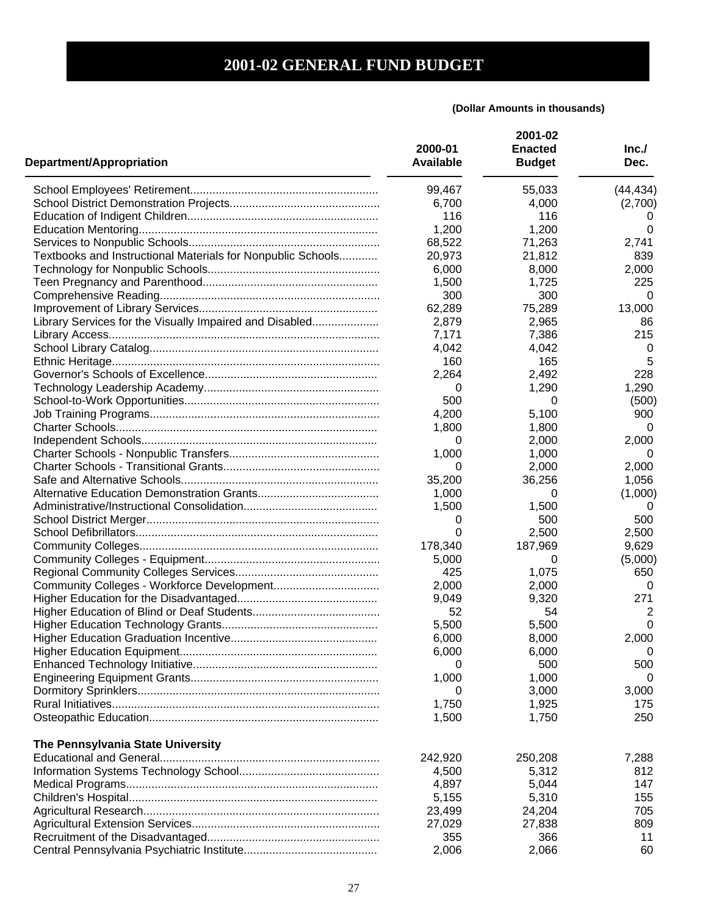# 2001-02 GENERAL FUND BUDGET

**(Dollar Amounts in thousands)**

| Department/Appropriation | 2000-01 Available | 2001-02 Enacted Budget | Inc./ Dec. |
|---|---|---|---|
| School Employees' Retirement | 99,467 | 55,033 | (44,434) |
| School District Demonstration Projects | 6,700 | 4,000 | (2,700) |
| Education of Indigent Children | 116 | 116 | 0 |
| Education Mentoring | 1,200 | 1,200 | 0 |
| Services to Nonpublic Schools | 68,522 | 71,263 | 2,741 |
| Textbooks and Instructional Materials for Nonpublic Schools | 20,973 | 21,812 | 839 |
| Technology for Nonpublic Schools | 6,000 | 8,000 | 2,000 |
| Teen Pregnancy and Parenthood | 1,500 | 1,725 | 225 |
| Comprehensive Reading | 300 | 300 | 0 |
| Improvement of Library Services | 62,289 | 75,289 | 13,000 |
| Library Services for the Visually Impaired and Disabled | 2,879 | 2,965 | 86 |
| Library Access | 7,171 | 7,386 | 215 |
| School Library Catalog | 4,042 | 4,042 | 0 |
| Ethnic Heritage | 160 | 165 | 5 |
| Governor's Schools of Excellence | 2,264 | 2,492 | 228 |
| Technology Leadership Academy | 0 | 1,290 | 1,290 |
| School-to-Work Opportunities | 500 | 0 | (500) |
| Job Training Programs | 4,200 | 5,100 | 900 |
| Charter Schools | 1,800 | 1,800 | 0 |
| Independent Schools | 0 | 2,000 | 2,000 |
| Charter Schools - Nonpublic Transfers | 1,000 | 1,000 | 0 |
| Charter Schools - Transitional Grants | 0 | 2,000 | 2,000 |
| Safe and Alternative Schools | 35,200 | 36,256 | 1,056 |
| Alternative Education Demonstration Grants | 1,000 | 0 | (1,000) |
| Administrative/Instructional Consolidation | 1,500 | 1,500 | 0 |
| School District Merger | 0 | 500 | 500 |
| School Defibrillators | 0 | 2,500 | 2,500 |
| Community Colleges | 178,340 | 187,969 | 9,629 |
| Community Colleges - Equipment | 5,000 | 0 | (5,000) |
| Regional Community Colleges Services | 425 | 1,075 | 650 |
| Community Colleges - Workforce Development | 2,000 | 2,000 | 0 |
| Higher Education for the Disadvantaged | 9,049 | 9,320 | 271 |
| Higher Education of Blind or Deaf Students | 52 | 54 | 2 |
| Higher Education Technology Grants | 5,500 | 5,500 | 0 |
| Higher Education Graduation Incentive | 6,000 | 8,000 | 2,000 |
| Higher Education Equipment | 6,000 | 6,000 | 0 |
| Enhanced Technology Initiative | 0 | 500 | 500 |
| Engineering Equipment Grants | 1,000 | 1,000 | 0 |
| Dormitory Sprinklers | 0 | 3,000 | 3,000 |
| Rural Initiatives | 1,750 | 1,925 | 175 |
| Osteopathic Education | 1,500 | 1,750 | 250 |
| **The Pennsylvania State University** | | | |
| Educational and General | 242,920 | 250,208 | 7,288 |
| Information Systems Technology School | 4,500 | 5,312 | 812 |
| Medical Programs | 4,897 | 5,044 | 147 |
| Children's Hospital | 5,155 | 5,310 | 155 |
| Agricultural Research | 23,499 | 24,204 | 705 |
| Agricultural Extension Services | 27,029 | 27,838 | 809 |
| Recruitment of the Disadvantaged | 355 | 366 | 11 |
| Central Pennsylvania Psychiatric Institute | 2,006 | 2,066 | 60 |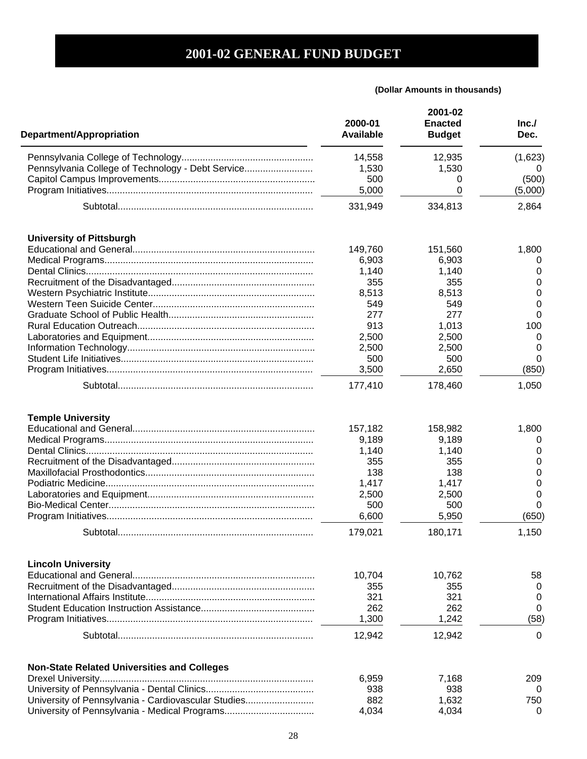# 2001-02 GENERAL FUND BUDGET

**(Dollar Amounts in thousands)**

| Department/Appropriation | 2000-01 Available | 2001-02 Enacted Budget | Inc./ Dec. |
|---|---|---|---|
| Pennsylvania College of Technology | 14,558 | 12,935 | (1,623) |
| Pennsylvania College of Technology - Debt Service | 1,530 | 1,530 | 0 |
| Capitol Campus Improvements | 500 | 0 | (500) |
| Program Initiatives | 5,000 | 0 | (5,000) |
| Subtotal | 331,949 | 334,813 | 2,864 |
| **University of Pittsburgh** | | | |
| Educational and General | 149,760 | 151,560 | 1,800 |
| Medical Programs | 6,903 | 6,903 | 0 |
| Dental Clinics | 1,140 | 1,140 | 0 |
| Recruitment of the Disadvantaged | 355 | 355 | 0 |
| Western Psychiatric Institute | 8,513 | 8,513 | 0 |
| Western Teen Suicide Center | 549 | 549 | 0 |
| Graduate School of Public Health | 277 | 277 | 0 |
| Rural Education Outreach | 913 | 1,013 | 100 |
| Laboratories and Equipment | 2,500 | 2,500 | 0 |
| Information Technology | 2,500 | 2,500 | 0 |
| Student Life Initiatives | 500 | 500 | 0 |
| Program Initiatives | 3,500 | 2,650 | (850) |
| Subtotal | 177,410 | 178,460 | 1,050 |
| **Temple University** | | | |
| Educational and General | 157,182 | 158,982 | 1,800 |
| Medical Programs | 9,189 | 9,189 | 0 |
| Dental Clinics | 1,140 | 1,140 | 0 |
| Recruitment of the Disadvantaged | 355 | 355 | 0 |
| Maxillofacial Prosthodontics | 138 | 138 | 0 |
| Podiatric Medicine | 1,417 | 1,417 | 0 |
| Laboratories and Equipment | 2,500 | 2,500 | 0 |
| Bio-Medical Center | 500 | 500 | 0 |
| Program Initiatives | 6,600 | 5,950 | (650) |
| Subtotal | 179,021 | 180,171 | 1,150 |
| **Lincoln University** | | | |
| Educational and General | 10,704 | 10,762 | 58 |
| Recruitment of the Disadvantaged | 355 | 355 | 0 |
| International Affairs Institute | 321 | 321 | 0 |
| Student Education Instruction Assistance | 262 | 262 | 0 |
| Program Initiatives | 1,300 | 1,242 | (58) |
| Subtotal | 12,942 | 12,942 | 0 |
| **Non-State Related Universities and Colleges** | | | |
| Drexel University | 6,959 | 7,168 | 209 |
| University of Pennsylvania - Dental Clinics | 938 | 938 | 0 |
| University of Pennsylvania - Cardiovascular Studies | 882 | 1,632 | 750 |
| University of Pennsylvania - Medical Programs | 4,034 | 4,034 | 0 |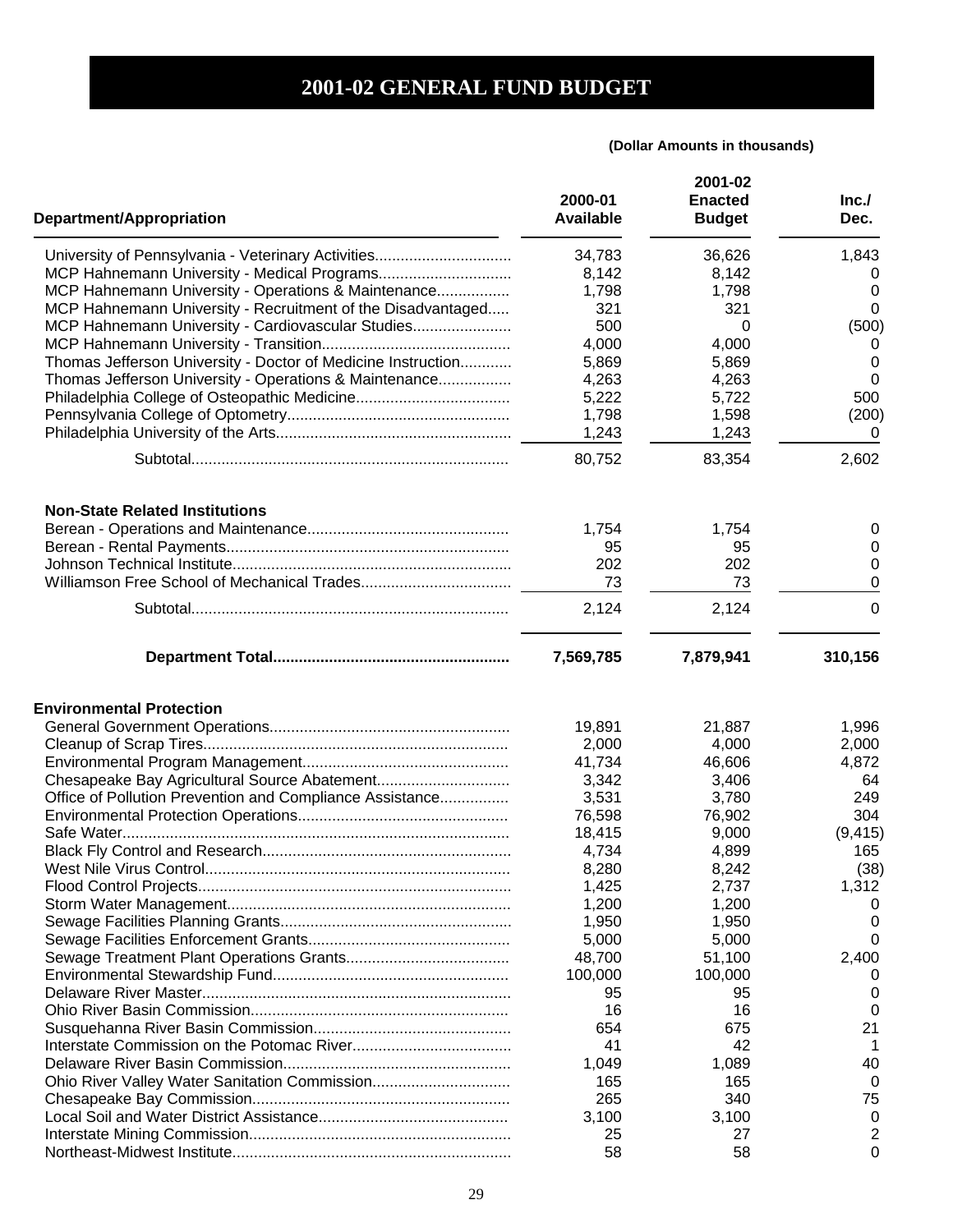# 2001-02 GENERAL FUND BUDGET

**(Dollar Amounts in thousands)**

| Department/Appropriation | 2000-01 Available | 2001-02 Enacted Budget | Inc./ Dec. |
|---|---|---|---|
| University of Pennsylvania - Veterinary Activities | 34,783 | 36,626 | 1,843 |
| MCP Hahnemann University - Medical Programs | 8,142 | 8,142 | 0 |
| MCP Hahnemann University - Operations & Maintenance | 1,798 | 1,798 | 0 |
| MCP Hahnemann University - Recruitment of the Disadvantaged | 321 | 321 | 0 |
| MCP Hahnemann University - Cardiovascular Studies | 500 | 0 | (500) |
| MCP Hahnemann University - Transition | 4,000 | 4,000 | 0 |
| Thomas Jefferson University - Doctor of Medicine Instruction | 5,869 | 5,869 | 0 |
| Thomas Jefferson University - Operations & Maintenance | 4,263 | 4,263 | 0 |
| Philadelphia College of Osteopathic Medicine | 5,222 | 5,722 | 500 |
| Pennsylvania College of Optometry | 1,798 | 1,598 | (200) |
| Philadelphia University of the Arts | 1,243 | 1,243 | 0 |
| Subtotal | 80,752 | 83,354 | 2,602 |
| **Non-State Related Institutions** | | | |
| Berean - Operations and Maintenance | 1,754 | 1,754 | 0 |
| Berean - Rental Payments | 95 | 95 | 0 |
| Johnson Technical Institute | 202 | 202 | 0 |
| Williamson Free School of Mechanical Trades | 73 | 73 | 0 |
| Subtotal | 2,124 | 2,124 | 0 |
| **Department Total** | **7,569,785** | **7,879,941** | **310,156** |
| **Environmental Protection** | | | |
| General Government Operations | 19,891 | 21,887 | 1,996 |
| Cleanup of Scrap Tires | 2,000 | 4,000 | 2,000 |
| Environmental Program Management | 41,734 | 46,606 | 4,872 |
| Chesapeake Bay Agricultural Source Abatement | 3,342 | 3,406 | 64 |
| Office of Pollution Prevention and Compliance Assistance | 3,531 | 3,780 | 249 |
| Environmental Protection Operations | 76,598 | 76,902 | 304 |
| Safe Water | 18,415 | 9,000 | (9,415) |
| Black Fly Control and Research | 4,734 | 4,899 | 165 |
| West Nile Virus Control | 8,280 | 8,242 | (38) |
| Flood Control Projects | 1,425 | 2,737 | 1,312 |
| Storm Water Management | 1,200 | 1,200 | 0 |
| Sewage Facilities Planning Grants | 1,950 | 1,950 | 0 |
| Sewage Facilities Enforcement Grants | 5,000 | 5,000 | 0 |
| Sewage Treatment Plant Operations Grants | 48,700 | 51,100 | 2,400 |
| Environmental Stewardship Fund | 100,000 | 100,000 | 0 |
| Delaware River Master | 95 | 95 | 0 |
| Ohio River Basin Commission | 16 | 16 | 0 |
| Susquehanna River Basin Commission | 654 | 675 | 21 |
| Interstate Commission on the Potomac River | 41 | 42 | 1 |
| Delaware River Basin Commission | 1,049 | 1,089 | 40 |
| Ohio River Valley Water Sanitation Commission | 165 | 165 | 0 |
| Chesapeake Bay Commission | 265 | 340 | 75 |
| Local Soil and Water District Assistance | 3,100 | 3,100 | 0 |
| Interstate Mining Commission | 25 | 27 | 2 |
| Northeast-Midwest Institute | 58 | 58 | 0 |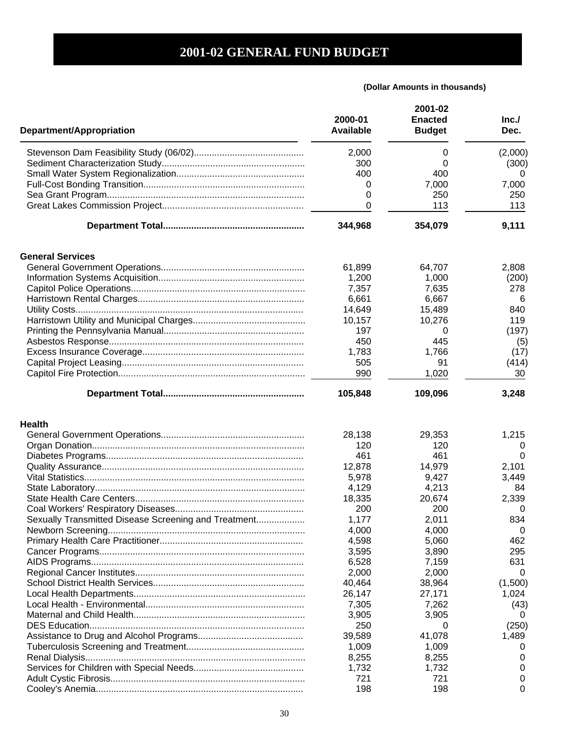# 2001-02 GENERAL FUND BUDGET

**(Dollar Amounts in thousands)**

| Department/Appropriation | 2000-01 Available | 2001-02 Enacted Budget | Inc./ Dec. |
|---|---|---|---|
| Stevenson Dam Feasibility Study (06/02) | 2,000 | 0 | (2,000) |
| Sediment Characterization Study | 300 | 0 | (300) |
| Small Water System Regionalization | 400 | 400 | 0 |
| Full-Cost Bonding Transition | 0 | 7,000 | 7,000 |
| Sea Grant Program | 0 | 250 | 250 |
| Great Lakes Commission Project | 0 | 113 | 113 |
| **Department Total** | **344,968** | **354,079** | **9,111** |
| **General Services** | | | |
| General Government Operations | 61,899 | 64,707 | 2,808 |
| Information Systems Acquisition | 1,200 | 1,000 | (200) |
| Capitol Police Operations | 7,357 | 7,635 | 278 |
| Harristown Rental Charges | 6,661 | 6,667 | 6 |
| Utility Costs | 14,649 | 15,489 | 840 |
| Harristown Utility and Municipal Charges | 10,157 | 10,276 | 119 |
| Printing the Pennsylvania Manual | 197 | 0 | (197) |
| Asbestos Response | 450 | 445 | (5) |
| Excess Insurance Coverage | 1,783 | 1,766 | (17) |
| Capital Project Leasing | 505 | 91 | (414) |
| Capitol Fire Protection | 990 | 1,020 | 30 |
| **Department Total** | **105,848** | **109,096** | **3,248** |
| **Health** | | | |
| General Government Operations | 28,138 | 29,353 | 1,215 |
| Organ Donation | 120 | 120 | 0 |
| Diabetes Programs | 461 | 461 | 0 |
| Quality Assurance | 12,878 | 14,979 | 2,101 |
| Vital Statistics | 5,978 | 9,427 | 3,449 |
| State Laboratory | 4,129 | 4,213 | 84 |
| State Health Care Centers | 18,335 | 20,674 | 2,339 |
| Coal Workers' Respiratory Diseases | 200 | 200 | 0 |
| Sexually Transmitted Disease Screening and Treatment | 1,177 | 2,011 | 834 |
| Newborn Screening | 4,000 | 4,000 | 0 |
| Primary Health Care Practitioner | 4,598 | 5,060 | 462 |
| Cancer Programs | 3,595 | 3,890 | 295 |
| AIDS Programs | 6,528 | 7,159 | 631 |
| Regional Cancer Institutes | 2,000 | 2,000 | 0 |
| School District Health Services | 40,464 | 38,964 | (1,500) |
| Local Health Departments | 26,147 | 27,171 | 1,024 |
| Local Health - Environmental | 7,305 | 7,262 | (43) |
| Maternal and Child Health | 3,905 | 3,905 | 0 |
| DES Education | 250 | 0 | (250) |
| Assistance to Drug and Alcohol Programs | 39,589 | 41,078 | 1,489 |
| Tuberculosis Screening and Treatment | 1,009 | 1,009 | 0 |
| Renal Dialysis | 8,255 | 8,255 | 0 |
| Services for Children with Special Needs | 1,732 | 1,732 | 0 |
| Adult Cystic Fibrosis | 721 | 721 | 0 |
| Cooley's Anemia | 198 | 198 | 0 |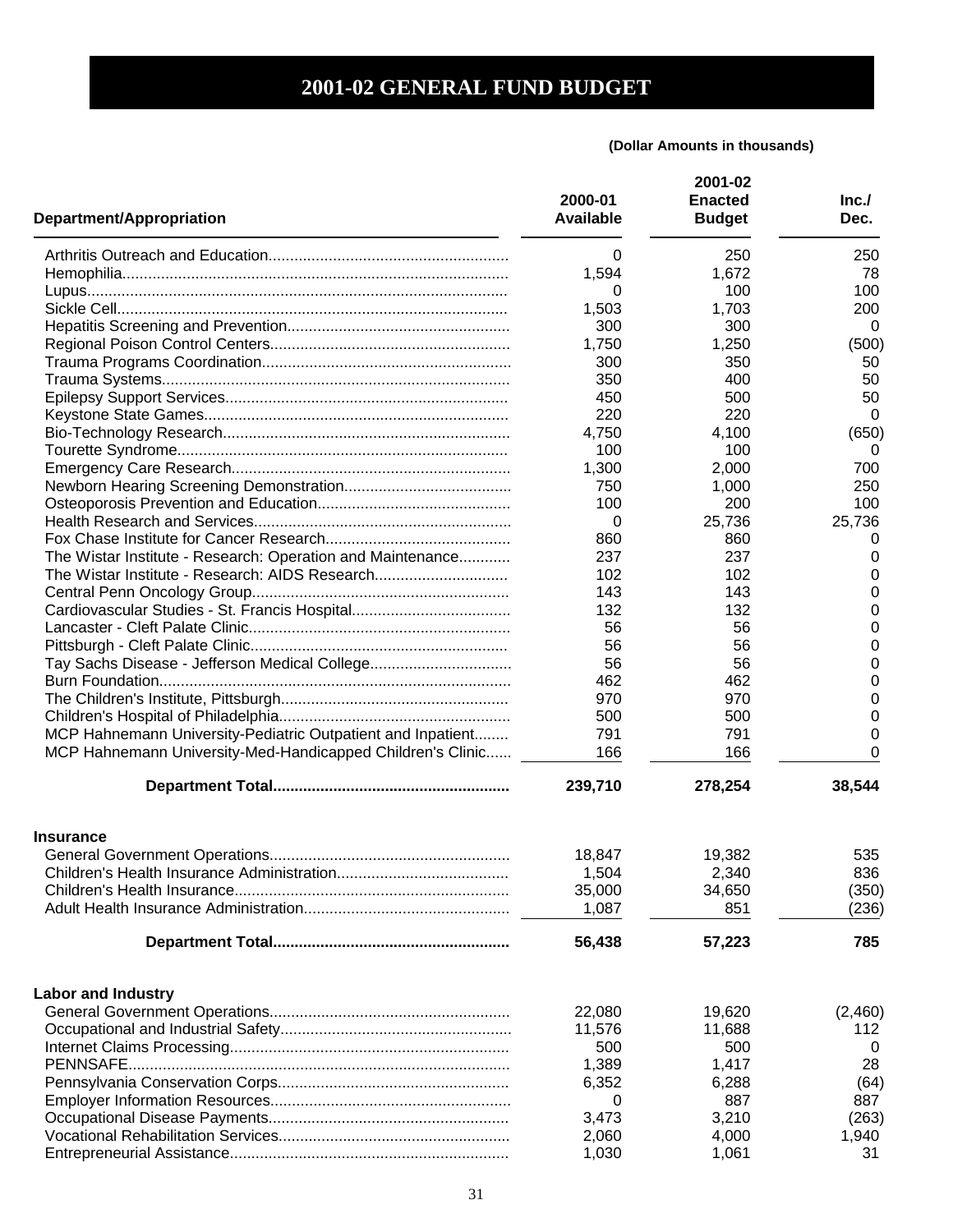# 2001-02 GENERAL FUND BUDGET

**(Dollar Amounts in thousands)**

| Department/Appropriation | 2000-01 Available | 2001-02 Enacted Budget | Inc./ Dec. |
|---|---|---|---|
| Arthritis Outreach and Education | 0 | 250 | 250 |
| Hemophilia | 1,594 | 1,672 | 78 |
| Lupus | 0 | 100 | 100 |
| Sickle Cell | 1,503 | 1,703 | 200 |
| Hepatitis Screening and Prevention | 300 | 300 | 0 |
| Regional Poison Control Centers | 1,750 | 1,250 | (500) |
| Trauma Programs Coordination | 300 | 350 | 50 |
| Trauma Systems | 350 | 400 | 50 |
| Epilepsy Support Services | 450 | 500 | 50 |
| Keystone State Games | 220 | 220 | 0 |
| Bio-Technology Research | 4,750 | 4,100 | (650) |
| Tourette Syndrome | 100 | 100 | 0 |
| Emergency Care Research | 1,300 | 2,000 | 700 |
| Newborn Hearing Screening Demonstration | 750 | 1,000 | 250 |
| Osteoporosis Prevention and Education | 100 | 200 | 100 |
| Health Research and Services | 0 | 25,736 | 25,736 |
| Fox Chase Institute for Cancer Research | 860 | 860 | 0 |
| The Wistar Institute - Research: Operation and Maintenance | 237 | 237 | 0 |
| The Wistar Institute - Research: AIDS Research | 102 | 102 | 0 |
| Central Penn Oncology Group | 143 | 143 | 0 |
| Cardiovascular Studies - St. Francis Hospital | 132 | 132 | 0 |
| Lancaster - Cleft Palate Clinic | 56 | 56 | 0 |
| Pittsburgh - Cleft Palate Clinic | 56 | 56 | 0 |
| Tay Sachs Disease - Jefferson Medical College | 56 | 56 | 0 |
| Burn Foundation | 462 | 462 | 0 |
| The Children's Institute, Pittsburgh | 970 | 970 | 0 |
| Children's Hospital of Philadelphia | 500 | 500 | 0 |
| MCP Hahnemann University-Pediatric Outpatient and Inpatient | 791 | 791 | 0 |
| MCP Hahnemann University-Med-Handicapped Children's Clinic | 166 | 166 | 0 |
| **Department Total** | **239,710** | **278,254** | **38,544** |
| **Insurance** | | | |
| General Government Operations | 18,847 | 19,382 | 535 |
| Children's Health Insurance Administration | 1,504 | 2,340 | 836 |
| Children's Health Insurance | 35,000 | 34,650 | (350) |
| Adult Health Insurance Administration | 1,087 | 851 | (236) |
| **Department Total** | **56,438** | **57,223** | **785** |
| **Labor and Industry** | | | |
| General Government Operations | 22,080 | 19,620 | (2,460) |
| Occupational and Industrial Safety | 11,576 | 11,688 | 112 |
| Internet Claims Processing | 500 | 500 | 0 |
| PENNSAFE | 1,389 | 1,417 | 28 |
| Pennsylvania Conservation Corps | 6,352 | 6,288 | (64) |
| Employer Information Resources | 0 | 887 | 887 |
| Occupational Disease Payments | 3,473 | 3,210 | (263) |
| Vocational Rehabilitation Services | 2,060 | 4,000 | 1,940 |
| Entrepreneurial Assistance | 1,030 | 1,061 | 31 |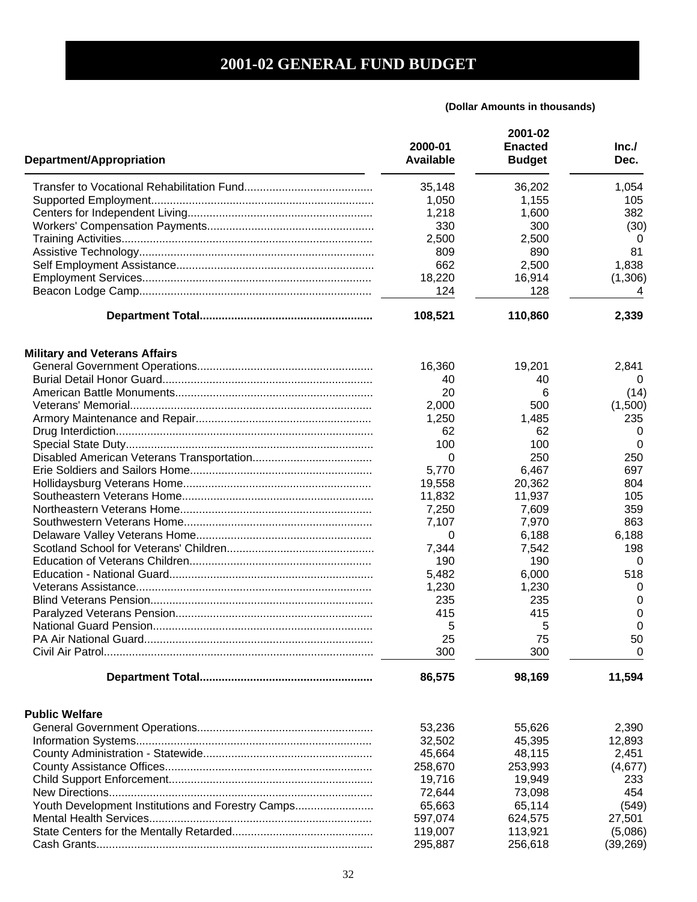# 2001-02 GENERAL FUND BUDGET

**(Dollar Amounts in thousands)**

| Department/Appropriation | 2000-01 Available | 2001-02 Enacted Budget | Inc./ Dec. |
|---|---|---|---|
| Transfer to Vocational Rehabilitation Fund | 35,148 | 36,202 | 1,054 |
| Supported Employment | 1,050 | 1,155 | 105 |
| Centers for Independent Living | 1,218 | 1,600 | 382 |
| Workers' Compensation Payments | 330 | 300 | (30) |
| Training Activities | 2,500 | 2,500 | 0 |
| Assistive Technology | 809 | 890 | 81 |
| Self Employment Assistance | 662 | 2,500 | 1,838 |
| Employment Services | 18,220 | 16,914 | (1,306) |
| Beacon Lodge Camp | 124 | 128 | 4 |
| **Department Total** | **108,521** | **110,860** | **2,339** |
| **Military and Veterans Affairs** | | | |
| General Government Operations | 16,360 | 19,201 | 2,841 |
| Burial Detail Honor Guard | 40 | 40 | 0 |
| American Battle Monuments | 20 | 6 | (14) |
| Veterans' Memorial | 2,000 | 500 | (1,500) |
| Armory Maintenance and Repair | 1,250 | 1,485 | 235 |
| Drug Interdiction | 62 | 62 | 0 |
| Special State Duty | 100 | 100 | 0 |
| Disabled American Veterans Transportation | 0 | 250 | 250 |
| Erie Soldiers and Sailors Home | 5,770 | 6,467 | 697 |
| Hollidaysburg Veterans Home | 19,558 | 20,362 | 804 |
| Southeastern Veterans Home | 11,832 | 11,937 | 105 |
| Northeastern Veterans Home | 7,250 | 7,609 | 359 |
| Southwestern Veterans Home | 7,107 | 7,970 | 863 |
| Delaware Valley Veterans Home | 0 | 6,188 | 6,188 |
| Scotland School for Veterans' Children | 7,344 | 7,542 | 198 |
| Education of Veterans Children | 190 | 190 | 0 |
| Education - National Guard | 5,482 | 6,000 | 518 |
| Veterans Assistance | 1,230 | 1,230 | 0 |
| Blind Veterans Pension | 235 | 235 | 0 |
| Paralyzed Veterans Pension | 415 | 415 | 0 |
| National Guard Pension | 5 | 5 | 0 |
| PA Air National Guard | 25 | 75 | 50 |
| Civil Air Patrol | 300 | 300 | 0 |
| **Department Total** | **86,575** | **98,169** | **11,594** |
| **Public Welfare** | | | |
| General Government Operations | 53,236 | 55,626 | 2,390 |
| Information Systems | 32,502 | 45,395 | 12,893 |
| County Administration - Statewide | 45,664 | 48,115 | 2,451 |
| County Assistance Offices | 258,670 | 253,993 | (4,677) |
| Child Support Enforcement | 19,716 | 19,949 | 233 |
| New Directions | 72,644 | 73,098 | 454 |
| Youth Development Institutions and Forestry Camps | 65,663 | 65,114 | (549) |
| Mental Health Services | 597,074 | 624,575 | 27,501 |
| State Centers for the Mentally Retarded | 119,007 | 113,921 | (5,086) |
| Cash Grants | 295,887 | 256,618 | (39,269) |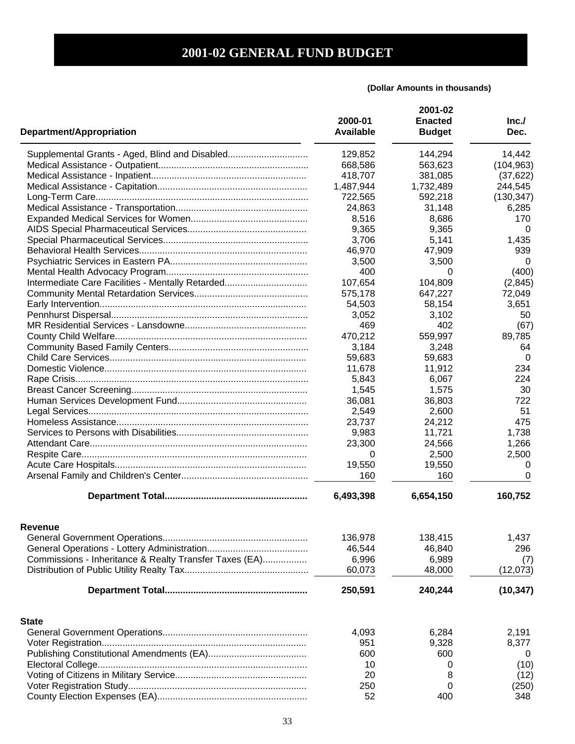# 2001-02 GENERAL FUND BUDGET

**(Dollar Amounts in thousands)**

| Department/Appropriation | 2000-01 Available | 2001-02 Enacted Budget | Inc./ Dec. |
|---|---|---|---|
| Supplemental Grants - Aged, Blind and Disabled | 129,852 | 144,294 | 14,442 |
| Medical Assistance - Outpatient | 668,586 | 563,623 | (104,963) |
| Medical Assistance - Inpatient | 418,707 | 381,085 | (37,622) |
| Medical Assistance - Capitation | 1,487,944 | 1,732,489 | 244,545 |
| Long-Term Care | 722,565 | 592,218 | (130,347) |
| Medical Assistance - Transportation | 24,863 | 31,148 | 6,285 |
| Expanded Medical Services for Women | 8,516 | 8,686 | 170 |
| AIDS Special Pharmaceutical Services | 9,365 | 9,365 | 0 |
| Special Pharmaceutical Services | 3,706 | 5,141 | 1,435 |
| Behavioral Health Services | 46,970 | 47,909 | 939 |
| Psychiatric Services in Eastern PA | 3,500 | 3,500 | 0 |
| Mental Health Advocacy Program | 400 | 0 | (400) |
| Intermediate Care Facilities - Mentally Retarded | 107,654 | 104,809 | (2,845) |
| Community Mental Retardation Services | 575,178 | 647,227 | 72,049 |
| Early Intervention | 54,503 | 58,154 | 3,651 |
| Pennhurst Dispersal | 3,052 | 3,102 | 50 |
| MR Residential Services - Lansdowne | 469 | 402 | (67) |
| County Child Welfare | 470,212 | 559,997 | 89,785 |
| Community Based Family Centers | 3,184 | 3,248 | 64 |
| Child Care Services | 59,683 | 59,683 | 0 |
| Domestic Violence | 11,678 | 11,912 | 234 |
| Rape Crisis | 5,843 | 6,067 | 224 |
| Breast Cancer Screening | 1,545 | 1,575 | 30 |
| Human Services Development Fund | 36,081 | 36,803 | 722 |
| Legal Services | 2,549 | 2,600 | 51 |
| Homeless Assistance | 23,737 | 24,212 | 475 |
| Services to Persons with Disabilities | 9,983 | 11,721 | 1,738 |
| Attendant Care | 23,300 | 24,566 | 1,266 |
| Respite Care | 0 | 2,500 | 2,500 |
| Acute Care Hospitals | 19,550 | 19,550 | 0 |
| Arsenal Family and Children's Center | 160 | 160 | 0 |
| **Department Total** | **6,493,398** | **6,654,150** | **160,752** |
| **Revenue** | | | |
| General Government Operations | 136,978 | 138,415 | 1,437 |
| General Operations - Lottery Administration | 46,544 | 46,840 | 296 |
| Commissions - Inheritance & Realty Transfer Taxes (EA) | 6,996 | 6,989 | (7) |
| Distribution of Public Utility Realty Tax | 60,073 | 48,000 | (12,073) |
| **Department Total** | **250,591** | **240,244** | **(10,347)** |
| **State** | | | |
| General Government Operations | 4,093 | 6,284 | 2,191 |
| Voter Registration | 951 | 9,328 | 8,377 |
| Publishing Constitutional Amendments (EA) | 600 | 600 | 0 |
| Electoral College | 10 | 0 | (10) |
| Voting of Citizens in Military Service | 20 | 8 | (12) |
| Voter Registration Study | 250 | 0 | (250) |
| County Election Expenses (EA) | 52 | 400 | 348 |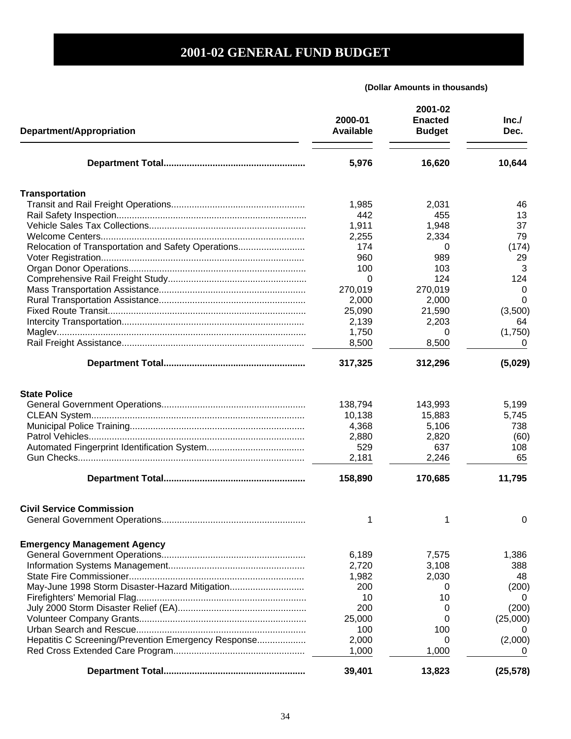# 2001-02 GENERAL FUND BUDGET

**(Dollar Amounts in thousands)**

| Department/Appropriation | 2000-01 Available | 2001-02 Enacted Budget | Inc./ Dec. |
|---|---|---|---|
| **Department Total** | **5,976** | **16,620** | **10,644** |
| **Transportation** | | | |
| Transit and Rail Freight Operations | 1,985 | 2,031 | 46 |
| Rail Safety Inspection | 442 | 455 | 13 |
| Vehicle Sales Tax Collections | 1,911 | 1,948 | 37 |
| Welcome Centers | 2,255 | 2,334 | 79 |
| Relocation of Transportation and Safety Operations | 174 | 0 | (174) |
| Voter Registration | 960 | 989 | 29 |
| Organ Donor Operations | 100 | 103 | 3 |
| Comprehensive Rail Freight Study | 0 | 124 | 124 |
| Mass Transportation Assistance | 270,019 | 270,019 | 0 |
| Rural Transportation Assistance | 2,000 | 2,000 | 0 |
| Fixed Route Transit | 25,090 | 21,590 | (3,500) |
| Intercity Transportation | 2,139 | 2,203 | 64 |
| Maglev | 1,750 | 0 | (1,750) |
| Rail Freight Assistance | 8,500 | 8,500 | 0 |
| **Department Total** | **317,325** | **312,296** | **(5,029)** |
| **State Police** | | | |
| General Government Operations | 138,794 | 143,993 | 5,199 |
| CLEAN System | 10,138 | 15,883 | 5,745 |
| Municipal Police Training | 4,368 | 5,106 | 738 |
| Patrol Vehicles | 2,880 | 2,820 | (60) |
| Automated Fingerprint Identification System | 529 | 637 | 108 |
| Gun Checks | 2,181 | 2,246 | 65 |
| **Department Total** | **158,890** | **170,685** | **11,795** |
| **Civil Service Commission** | | | |
| General Government Operations | 1 | 1 | 0 |
| **Emergency Management Agency** | | | |
| General Government Operations | 6,189 | 7,575 | 1,386 |
| Information Systems Management | 2,720 | 3,108 | 388 |
| State Fire Commissioner | 1,982 | 2,030 | 48 |
| May-June 1998 Storm Disaster-Hazard Mitigation | 200 | 0 | (200) |
| Firefighters' Memorial Flag | 10 | 10 | 0 |
| July 2000 Storm Disaster Relief (EA) | 200 | 0 | (200) |
| Volunteer Company Grants | 25,000 | 0 | (25,000) |
| Urban Search and Rescue | 100 | 100 | 0 |
| Hepatitis C Screening/Prevention Emergency Response | 2,000 | 0 | (2,000) |
| Red Cross Extended Care Program | 1,000 | 1,000 | 0 |
| **Department Total** | **39,401** | **13,823** | **(25,578)** |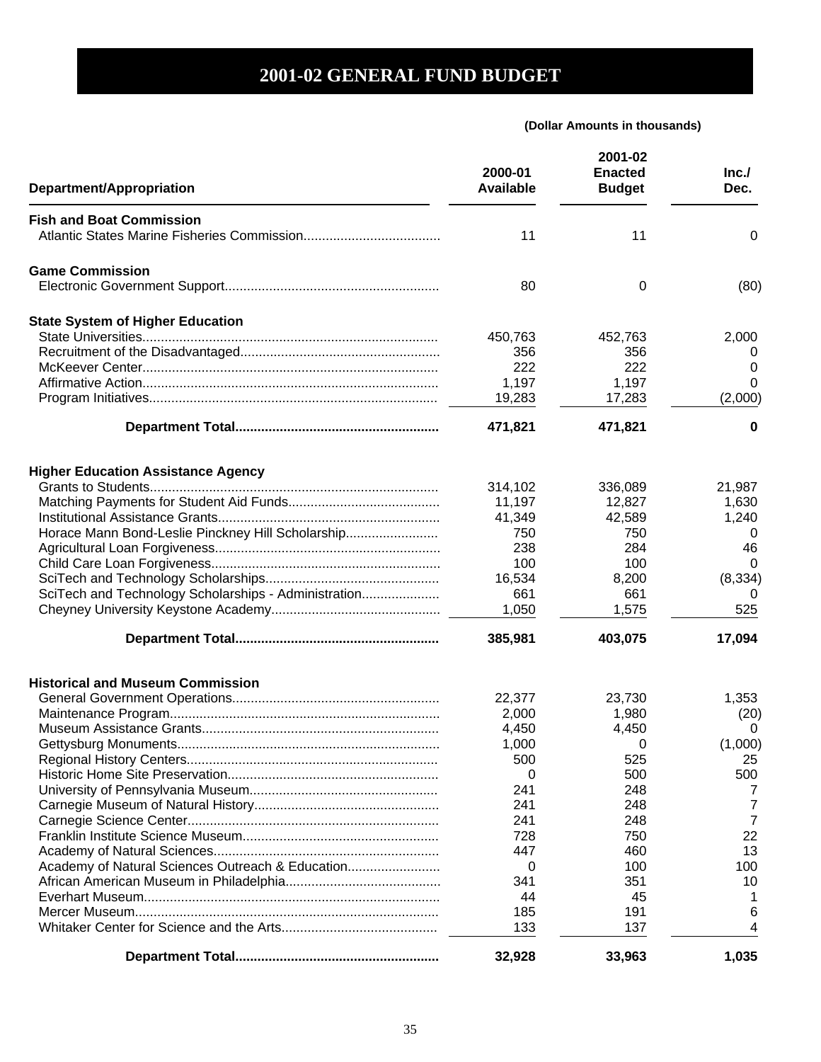# 2001-02 GENERAL FUND BUDGET

**(Dollar Amounts in thousands)**

| Department/Appropriation | 2000-01 Available | 2001-02 Enacted Budget | Inc./ Dec. |
|---|---|---|---|
| **Fish and Boat Commission** | | | |
| Atlantic States Marine Fisheries Commission | 11 | 11 | 0 |
| **Game Commission** | | | |
| Electronic Government Support | 80 | 0 | (80) |
| **State System of Higher Education** | | | |
| State Universities | 450,763 | 452,763 | 2,000 |
| Recruitment of the Disadvantaged | 356 | 356 | 0 |
| McKeever Center | 222 | 222 | 0 |
| Affirmative Action | 1,197 | 1,197 | 0 |
| Program Initiatives | 19,283 | 17,283 | (2,000) |
| **Department Total** | **471,821** | **471,821** | **0** |
| **Higher Education Assistance Agency** | | | |
| Grants to Students | 314,102 | 336,089 | 21,987 |
| Matching Payments for Student Aid Funds | 11,197 | 12,827 | 1,630 |
| Institutional Assistance Grants | 41,349 | 42,589 | 1,240 |
| Horace Mann Bond-Leslie Pinckney Hill Scholarship | 750 | 750 | 0 |
| Agricultural Loan Forgiveness | 238 | 284 | 46 |
| Child Care Loan Forgiveness | 100 | 100 | 0 |
| SciTech and Technology Scholarships | 16,534 | 8,200 | (8,334) |
| SciTech and Technology Scholarships - Administration | 661 | 661 | 0 |
| Cheyney University Keystone Academy | 1,050 | 1,575 | 525 |
| **Department Total** | **385,981** | **403,075** | **17,094** |
| **Historical and Museum Commission** | | | |
| General Government Operations | 22,377 | 23,730 | 1,353 |
| Maintenance Program | 2,000 | 1,980 | (20) |
| Museum Assistance Grants | 4,450 | 4,450 | 0 |
| Gettysburg Monuments | 1,000 | 0 | (1,000) |
| Regional History Centers | 500 | 525 | 25 |
| Historic Home Site Preservation | 0 | 500 | 500 |
| University of Pennsylvania Museum | 241 | 248 | 7 |
| Carnegie Museum of Natural History | 241 | 248 | 7 |
| Carnegie Science Center | 241 | 248 | 7 |
| Franklin Institute Science Museum | 728 | 750 | 22 |
| Academy of Natural Sciences | 447 | 460 | 13 |
| Academy of Natural Sciences Outreach & Education | 0 | 100 | 100 |
| African American Museum in Philadelphia | 341 | 351 | 10 |
| Everhart Museum | 44 | 45 | 1 |
| Mercer Museum | 185 | 191 | 6 |
| Whitaker Center for Science and the Arts | 133 | 137 | 4 |
| **Department Total** | **32,928** | **33,963** | **1,035** |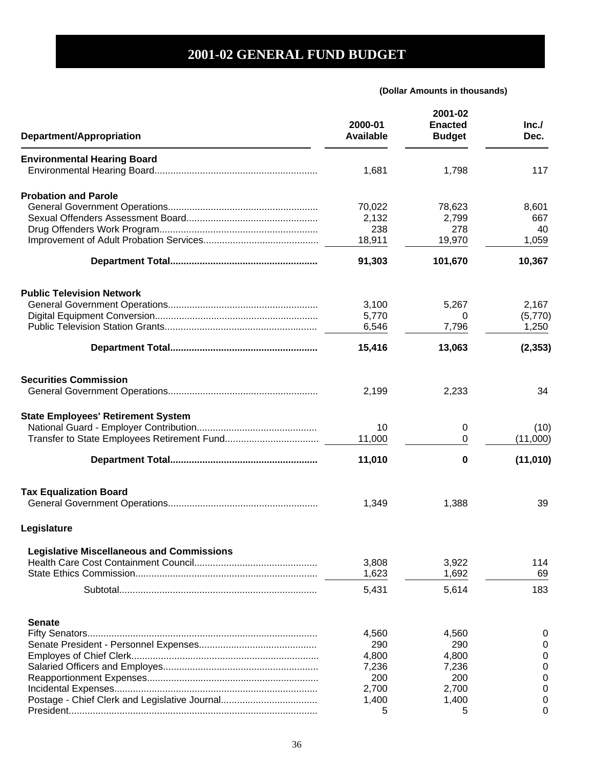# 2001-02 GENERAL FUND BUDGET

**(Dollar Amounts in thousands)**

| Department/Appropriation | 2000-01 Available | 2001-02 Enacted Budget | Inc./ Dec. |
|---|---|---|---|
| **Environmental Hearing Board** | | | |
| Environmental Hearing Board | 1,681 | 1,798 | 117 |
| **Probation and Parole** | | | |
| General Government Operations | 70,022 | 78,623 | 8,601 |
| Sexual Offenders Assessment Board | 2,132 | 2,799 | 667 |
| Drug Offenders Work Program | 238 | 278 | 40 |
| Improvement of Adult Probation Services | 18,911 | 19,970 | 1,059 |
| **Department Total** | **91,303** | **101,670** | **10,367** |
| **Public Television Network** | | | |
| General Government Operations | 3,100 | 5,267 | 2,167 |
| Digital Equipment Conversion | 5,770 | 0 | (5,770) |
| Public Television Station Grants | 6,546 | 7,796 | 1,250 |
| **Department Total** | **15,416** | **13,063** | **(2,353)** |
| **Securities Commission** | | | |
| General Government Operations | 2,199 | 2,233 | 34 |
| **State Employees' Retirement System** | | | |
| National Guard - Employer Contribution | 10 | 0 | (10) |
| Transfer to State Employees Retirement Fund | 11,000 | 0 | (11,000) |
| **Department Total** | **11,010** | **0** | **(11,010)** |
| **Tax Equalization Board** | | | |
| General Government Operations | 1,349 | 1,388 | 39 |
| **Legislature** | | | |
| **Legislative Miscellaneous and Commissions** | | | |
| Health Care Cost Containment Council | 3,808 | 3,922 | 114 |
| State Ethics Commission | 1,623 | 1,692 | 69 |
| Subtotal | 5,431 | 5,614 | 183 |
| **Senate** | | | |
| Fifty Senators | 4,560 | 4,560 | 0 |
| Senate President - Personnel Expenses | 290 | 290 | 0 |
| Employes of Chief Clerk | 4,800 | 4,800 | 0 |
| Salaried Officers and Employes | 7,236 | 7,236 | 0 |
| Reapportionment Expenses | 200 | 200 | 0 |
| Incidental Expenses | 2,700 | 2,700 | 0 |
| Postage - Chief Clerk and Legislative Journal | 1,400 | 1,400 | 0 |
| President | 5 | 5 | 0 |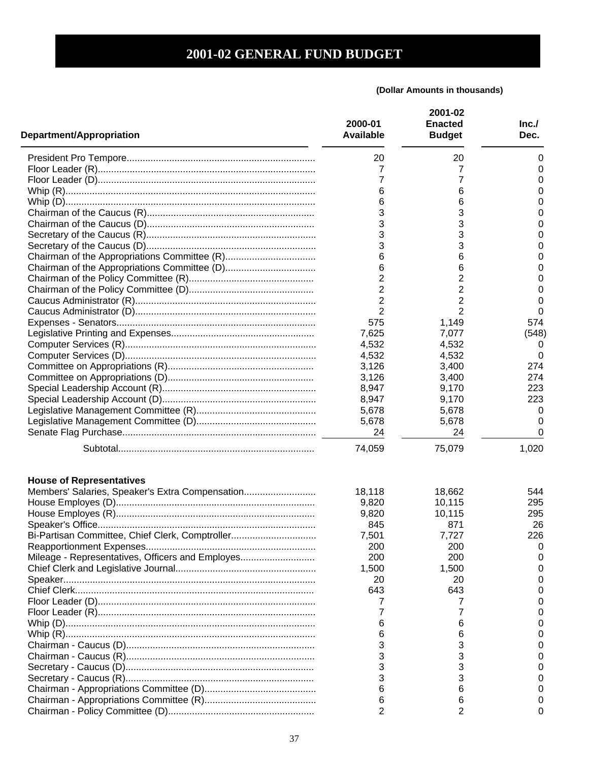# 2001-02 GENERAL FUND BUDGET

**(Dollar Amounts in thousands)**

| Department/Appropriation | 2000-01 Available | 2001-02 Enacted Budget | Inc./ Dec. |
|---|---|---|---|
| President Pro Tempore | 20 | 20 | 0 |
| Floor Leader (R) | 7 | 7 | 0 |
| Floor Leader (D) | 7 | 7 | 0 |
| Whip (R) | 6 | 6 | 0 |
| Whip (D) | 6 | 6 | 0 |
| Chairman of the Caucus (R) | 3 | 3 | 0 |
| Chairman of the Caucus (D) | 3 | 3 | 0 |
| Secretary of the Caucus (R) | 3 | 3 | 0 |
| Secretary of the Caucus (D) | 3 | 3 | 0 |
| Chairman of the Appropriations Committee (R) | 6 | 6 | 0 |
| Chairman of the Appropriations Committee (D) | 6 | 6 | 0 |
| Chairman of the Policy Committee (R) | 2 | 2 | 0 |
| Chairman of the Policy Committee (D) | 2 | 2 | 0 |
| Caucus Administrator (R) | 2 | 2 | 0 |
| Caucus Administrator (D) | 2 | 2 | 0 |
| Expenses - Senators | 575 | 1,149 | 574 |
| Legislative Printing and Expenses | 7,625 | 7,077 | (548) |
| Computer Services (R) | 4,532 | 4,532 | 0 |
| Computer Services (D) | 4,532 | 4,532 | 0 |
| Committee on Appropriations (R) | 3,126 | 3,400 | 274 |
| Committee on Appropriations (D) | 3,126 | 3,400 | 274 |
| Special Leadership Account (R) | 8,947 | 9,170 | 223 |
| Special Leadership Account (D) | 8,947 | 9,170 | 223 |
| Legislative Management Committee (R) | 5,678 | 5,678 | 0 |
| Legislative Management Committee (D) | 5,678 | 5,678 | 0 |
| Senate Flag Purchase | 24 | 24 | 0 |
| Subtotal | 74,059 | 75,079 | 1,020 |
| **House of Representatives** | | | |
| Members' Salaries, Speaker's Extra Compensation | 18,118 | 18,662 | 544 |
| House Employes (D) | 9,820 | 10,115 | 295 |
| House Employes (R) | 9,820 | 10,115 | 295 |
| Speaker's Office | 845 | 871 | 26 |
| Bi-Partisan Committee, Chief Clerk, Comptroller | 7,501 | 7,727 | 226 |
| Reapportionment Expenses | 200 | 200 | 0 |
| Mileage - Representatives, Officers and Employes | 200 | 200 | 0 |
| Chief Clerk and Legislative Journal | 1,500 | 1,500 | 0 |
| Speaker | 20 | 20 | 0 |
| Chief Clerk | 643 | 643 | 0 |
| Floor Leader (D) | 7 | 7 | 0 |
| Floor Leader (R) | 7 | 7 | 0 |
| Whip (D) | 6 | 6 | 0 |
| Whip (R) | 6 | 6 | 0 |
| Chairman - Caucus (D) | 3 | 3 | 0 |
| Chairman - Caucus (R) | 3 | 3 | 0 |
| Secretary - Caucus (D) | 3 | 3 | 0 |
| Secretary - Caucus (R) | 3 | 3 | 0 |
| Chairman - Appropriations Committee (D) | 6 | 6 | 0 |
| Chairman - Appropriations Committee (R) | 6 | 6 | 0 |
| Chairman - Policy Committee (D) | 2 | 2 | 0 |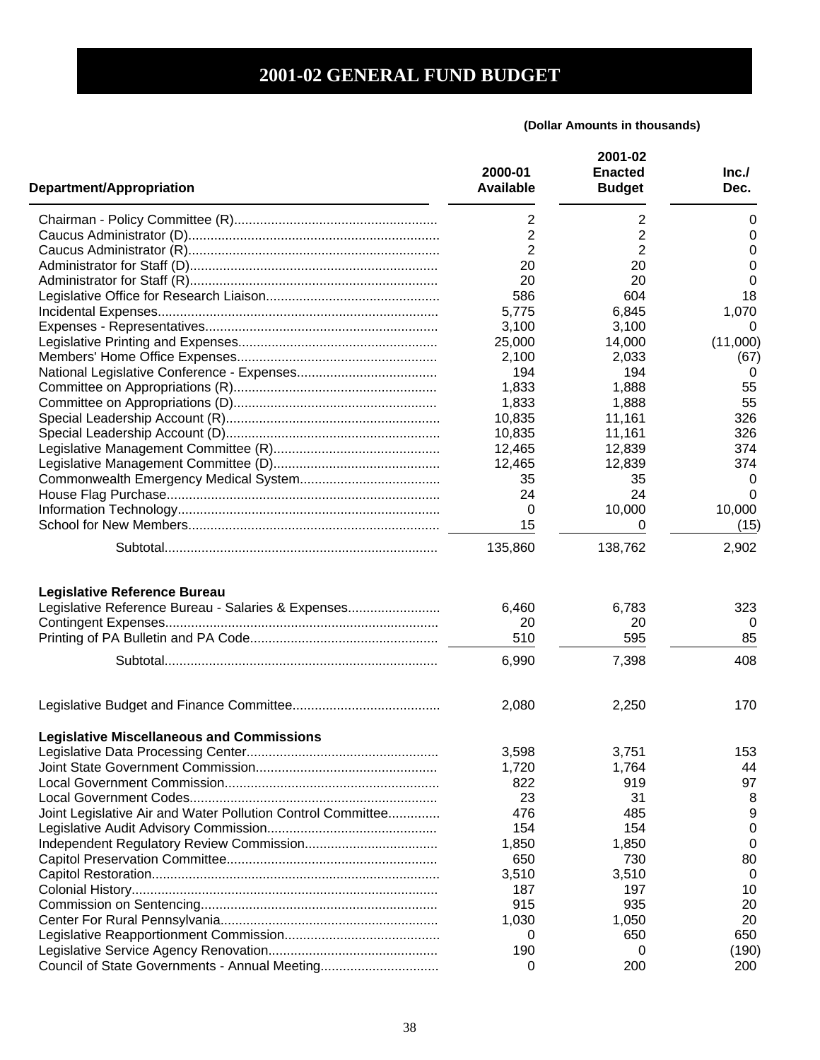# 2001-02 GENERAL FUND BUDGET

**(Dollar Amounts in thousands)**

| Department/Appropriation | 2000-01 Available | 2001-02 Enacted Budget | Inc./ Dec. |
|---|---|---|---|
| Chairman - Policy Committee (R) | 2 | 2 | 0 |
| Caucus Administrator (D) | 2 | 2 | 0 |
| Caucus Administrator (R) | 2 | 2 | 0 |
| Administrator for Staff (D) | 20 | 20 | 0 |
| Administrator for Staff (R) | 20 | 20 | 0 |
| Legislative Office for Research Liaison | 586 | 604 | 18 |
| Incidental Expenses | 5,775 | 6,845 | 1,070 |
| Expenses - Representatives | 3,100 | 3,100 | 0 |
| Legislative Printing and Expenses | 25,000 | 14,000 | (11,000) |
| Members' Home Office Expenses | 2,100 | 2,033 | (67) |
| National Legislative Conference - Expenses | 194 | 194 | 0 |
| Committee on Appropriations (R) | 1,833 | 1,888 | 55 |
| Committee on Appropriations (D) | 1,833 | 1,888 | 55 |
| Special Leadership Account (R) | 10,835 | 11,161 | 326 |
| Special Leadership Account (D) | 10,835 | 11,161 | 326 |
| Legislative Management Committee (R) | 12,465 | 12,839 | 374 |
| Legislative Management Committee (D) | 12,465 | 12,839 | 374 |
| Commonwealth Emergency Medical System | 35 | 35 | 0 |
| House Flag Purchase | 24 | 24 | 0 |
| Information Technology | 0 | 10,000 | 10,000 |
| School for New Members | 15 | 0 | (15) |
| Subtotal | 135,860 | 138,762 | 2,902 |
| **Legislative Reference Bureau** | | | |
| Legislative Reference Bureau - Salaries & Expenses | 6,460 | 6,783 | 323 |
| Contingent Expenses | 20 | 20 | 0 |
| Printing of PA Bulletin and PA Code | 510 | 595 | 85 |
| Subtotal | 6,990 | 7,398 | 408 |
| Legislative Budget and Finance Committee | 2,080 | 2,250 | 170 |
| **Legislative Miscellaneous and Commissions** | | | |
| Legislative Data Processing Center | 3,598 | 3,751 | 153 |
| Joint State Government Commission | 1,720 | 1,764 | 44 |
| Local Government Commission | 822 | 919 | 97 |
| Local Government Codes | 23 | 31 | 8 |
| Joint Legislative Air and Water Pollution Control Committee | 476 | 485 | 9 |
| Legislative Audit Advisory Commission | 154 | 154 | 0 |
| Independent Regulatory Review Commission | 1,850 | 1,850 | 0 |
| Capitol Preservation Committee | 650 | 730 | 80 |
| Capitol Restoration | 3,510 | 3,510 | 0 |
| Colonial History | 187 | 197 | 10 |
| Commission on Sentencing | 915 | 935 | 20 |
| Center For Rural Pennsylvania | 1,030 | 1,050 | 20 |
| Legislative Reapportionment Commission | 0 | 650 | 650 |
| Legislative Service Agency Renovation | 190 | 0 | (190) |
| Council of State Governments - Annual Meeting | 0 | 200 | 200 |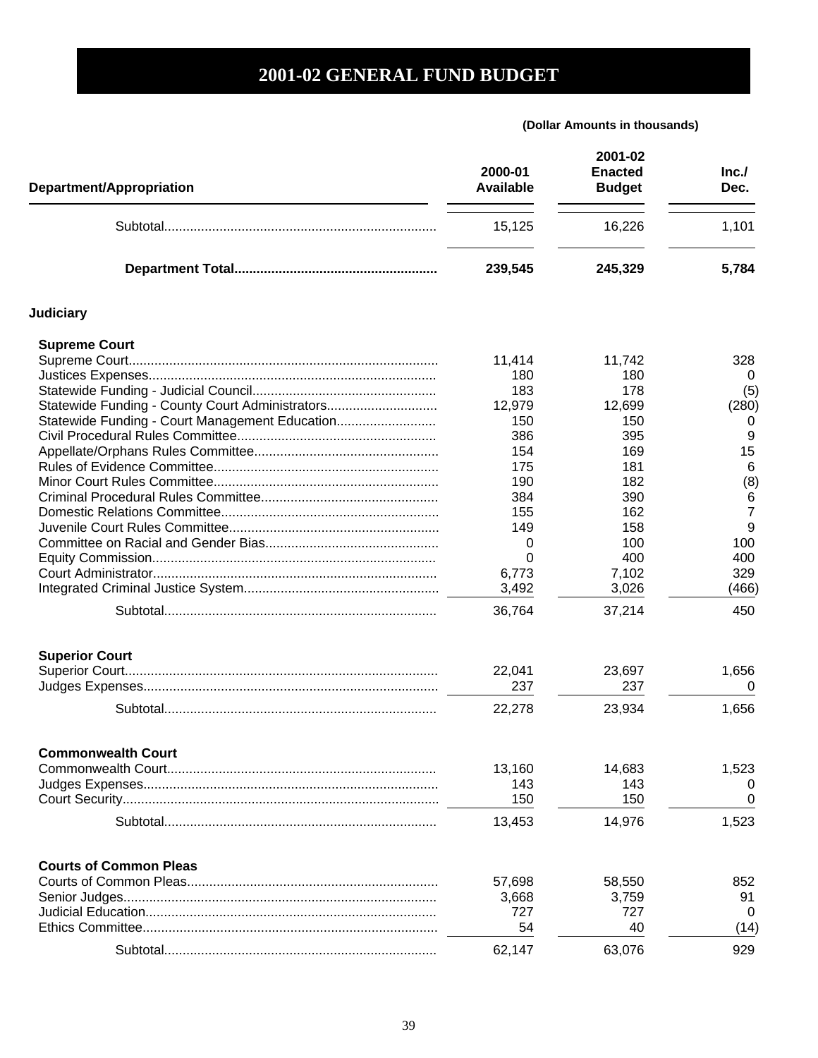# 2001-02 GENERAL FUND BUDGET

**(Dollar Amounts in thousands)**

| Department/Appropriation | 2000-01 Available | 2001-02 Enacted Budget | Inc./ Dec. |
|---|---|---|---|
| Subtotal | 15,125 | 16,226 | 1,101 |
| **Department Total** | **239,545** | **245,329** | **5,784** |
| **Judiciary** | | | |
| **Supreme Court** | | | |
| Supreme Court | 11,414 | 11,742 | 328 |
| Justices Expenses | 180 | 180 | 0 |
| Statewide Funding - Judicial Council | 183 | 178 | (5) |
| Statewide Funding - County Court Administrators | 12,979 | 12,699 | (280) |
| Statewide Funding - Court Management Education | 150 | 150 | 0 |
| Civil Procedural Rules Committee | 386 | 395 | 9 |
| Appellate/Orphans Rules Committee | 154 | 169 | 15 |
| Rules of Evidence Committee | 175 | 181 | 6 |
| Minor Court Rules Committee | 190 | 182 | (8) |
| Criminal Procedural Rules Committee | 384 | 390 | 6 |
| Domestic Relations Committee | 155 | 162 | 7 |
| Juvenile Court Rules Committee | 149 | 158 | 9 |
| Committee on Racial and Gender Bias | 0 | 100 | 100 |
| Equity Commission | 0 | 400 | 400 |
| Court Administrator | 6,773 | 7,102 | 329 |
| Integrated Criminal Justice System | 3,492 | 3,026 | (466) |
| Subtotal | 36,764 | 37,214 | 450 |
| **Superior Court** | | | |
| Superior Court | 22,041 | 23,697 | 1,656 |
| Judges Expenses | 237 | 237 | 0 |
| Subtotal | 22,278 | 23,934 | 1,656 |
| **Commonwealth Court** | | | |
| Commonwealth Court | 13,160 | 14,683 | 1,523 |
| Judges Expenses | 143 | 143 | 0 |
| Court Security | 150 | 150 | 0 |
| Subtotal | 13,453 | 14,976 | 1,523 |
| **Courts of Common Pleas** | | | |
| Courts of Common Pleas | 57,698 | 58,550 | 852 |
| Senior Judges | 3,668 | 3,759 | 91 |
| Judicial Education | 727 | 727 | 0 |
| Ethics Committee | 54 | 40 | (14) |
| Subtotal | 62,147 | 63,076 | 929 |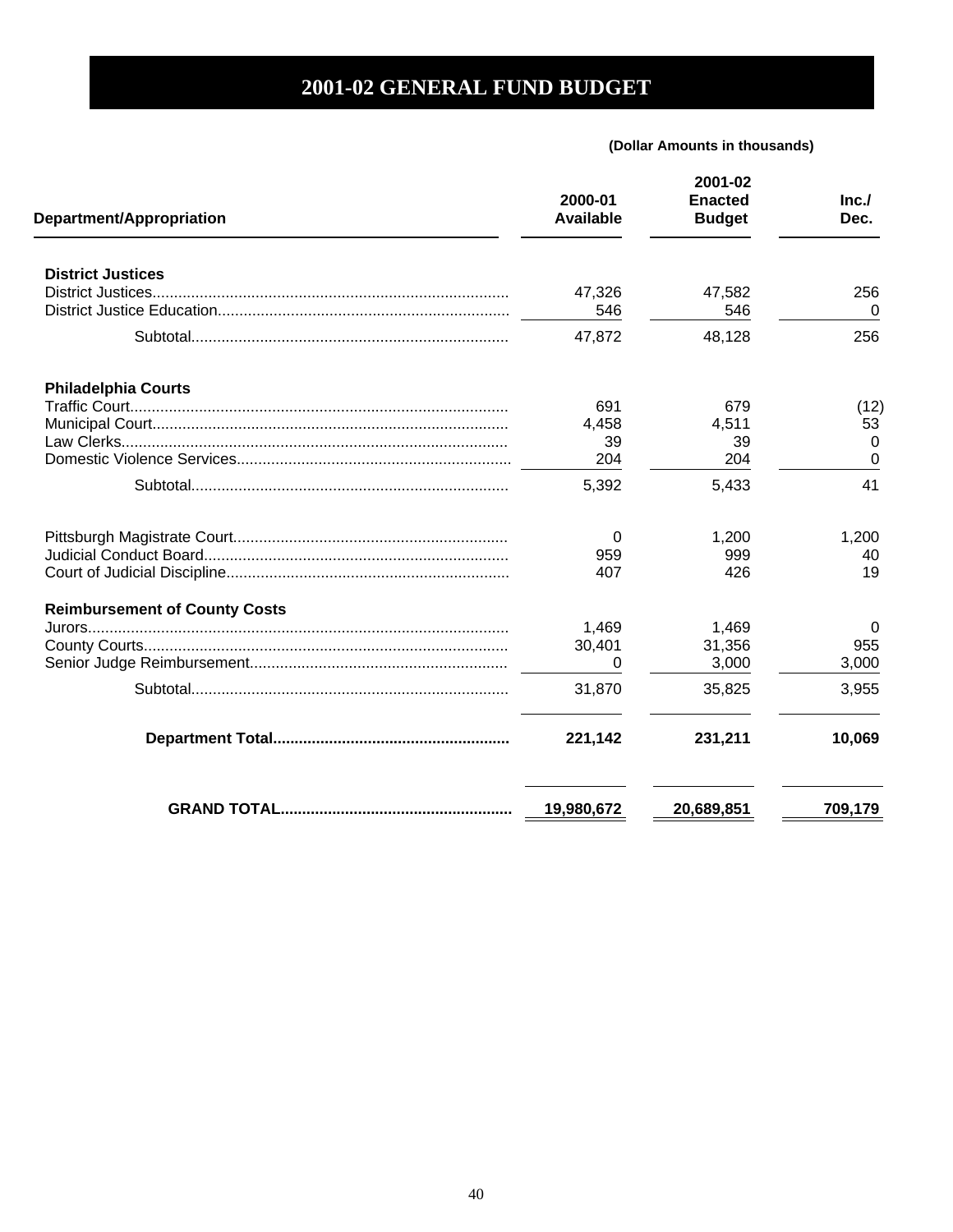# 2001-02 GENERAL FUND BUDGET

**(Dollar Amounts in thousands)**

| Department/Appropriation | 2000-01 Available | 2001-02 Enacted Budget | Inc./ Dec. |
|---|---|---|---|
| **District Justices** | | | |
| District Justices | 47,326 | 47,582 | 256 |
| District Justice Education | 546 | 546 | 0 |
| Subtotal | 47,872 | 48,128 | 256 |
| **Philadelphia Courts** | | | |
| Traffic Court | 691 | 679 | (12) |
| Municipal Court | 4,458 | 4,511 | 53 |
| Law Clerks | 39 | 39 | 0 |
| Domestic Violence Services | 204 | 204 | 0 |
| Subtotal | 5,392 | 5,433 | 41 |
| Pittsburgh Magistrate Court | 0 | 1,200 | 1,200 |
| Judicial Conduct Board | 959 | 999 | 40 |
| Court of Judicial Discipline | 407 | 426 | 19 |
| **Reimbursement of County Costs** | | | |
| Jurors | 1,469 | 1,469 | 0 |
| County Courts | 30,401 | 31,356 | 955 |
| Senior Judge Reimbursement | 0 | 3,000 | 3,000 |
| Subtotal | 31,870 | 35,825 | 3,955 |
| **Department Total** | **221,142** | **231,211** | **10,069** |
| **GRAND TOTAL** | **19,980,672** | **20,689,851** | **709,179** |